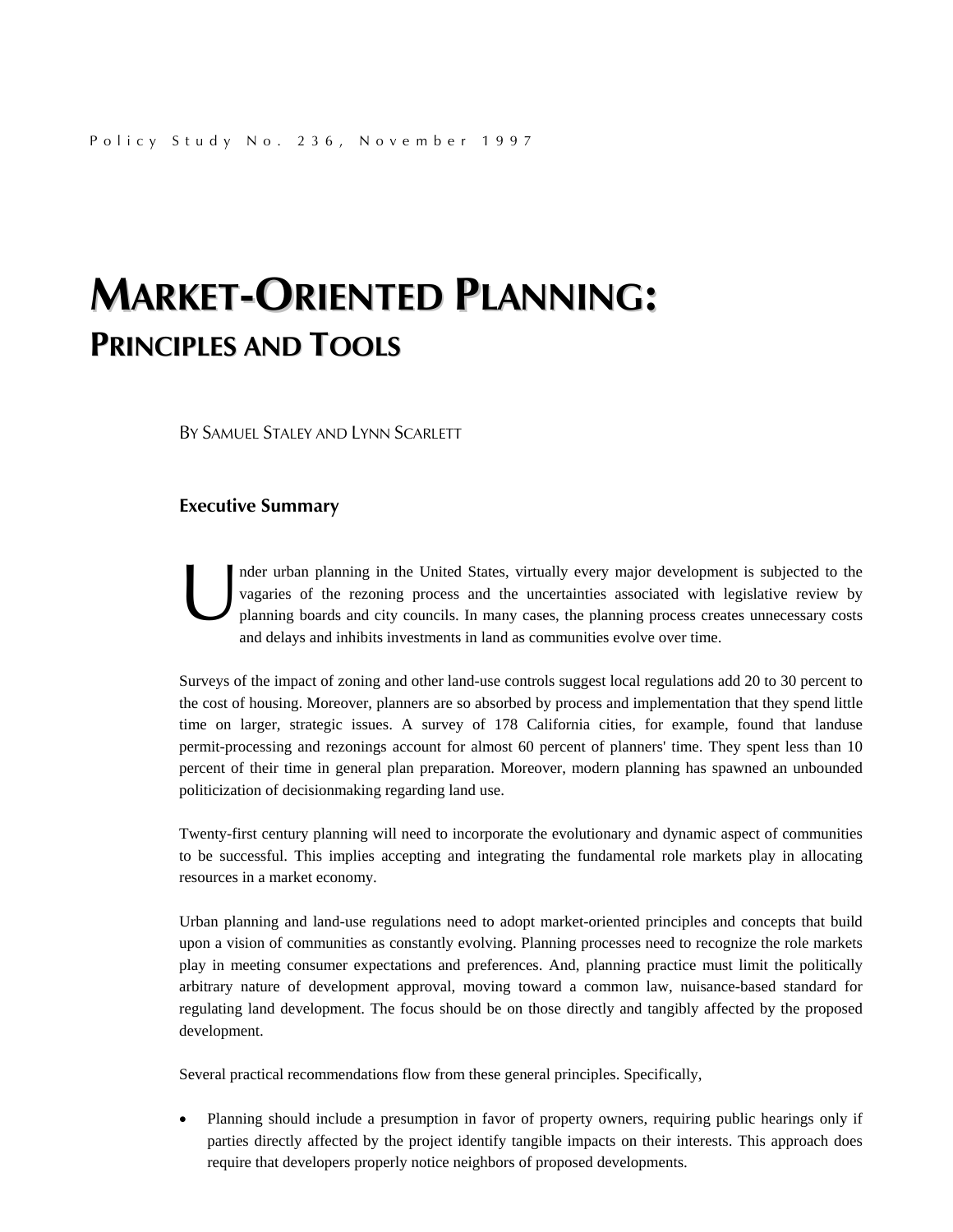Policy Study No. 236, November 1997

# MARKET-ORIENTED PLANNING: PRINCIPLES AND TOOLS

BY SAMUEL STALEY AND LYNN SCARLETT

## Executive Summary

Under urban planning in the United States, virtually every major development is subjected to the vagaries of the rezoning process and the uncertainties associated with legislative review by planning boards and city councils. In many cases, the planning process creates unnecessary costs and delays and inhibits investments in land as communities evolve over time.

Surveys of the impact of zoning and other land-use controls suggest local regulations add 20 to 30 percent to the cost of housing. Moreover, planners are so absorbed by process and implementation that they spend little time on larger, strategic issues. A survey of 178 California cities, for example, found that landuse permit-processing and rezonings account for almost 60 percent of planners' time. They spent less than 10 percent of their time in general plan preparation. Moreover, modern planning has spawned an unbounded politicization of decisionmaking regarding land use.

Twenty-first century planning will need to incorporate the evolutionary and dynamic aspect of communities to be successful. This implies accepting and integrating the fundamental role markets play in allocating resources in a market economy.

Urban planning and land-use regulations need to adopt market-oriented principles and concepts that build upon a vision of communities as constantly evolving. Planning processes need to recognize the role markets play in meeting consumer expectations and preferences. And, planning practice must limit the politically arbitrary nature of development approval, moving toward a common law, nuisance-based standard for regulating land development. The focus should be on those directly and tangibly affected by the proposed development.

Several practical recommendations flow from these general principles. Specifically,

- Planning should include a presumption in favor of property owners, requiring public hearings only if parties directly affected by the project identify tangible impacts on their interests. This approach does require that developers properly notice neighbors of proposed developments.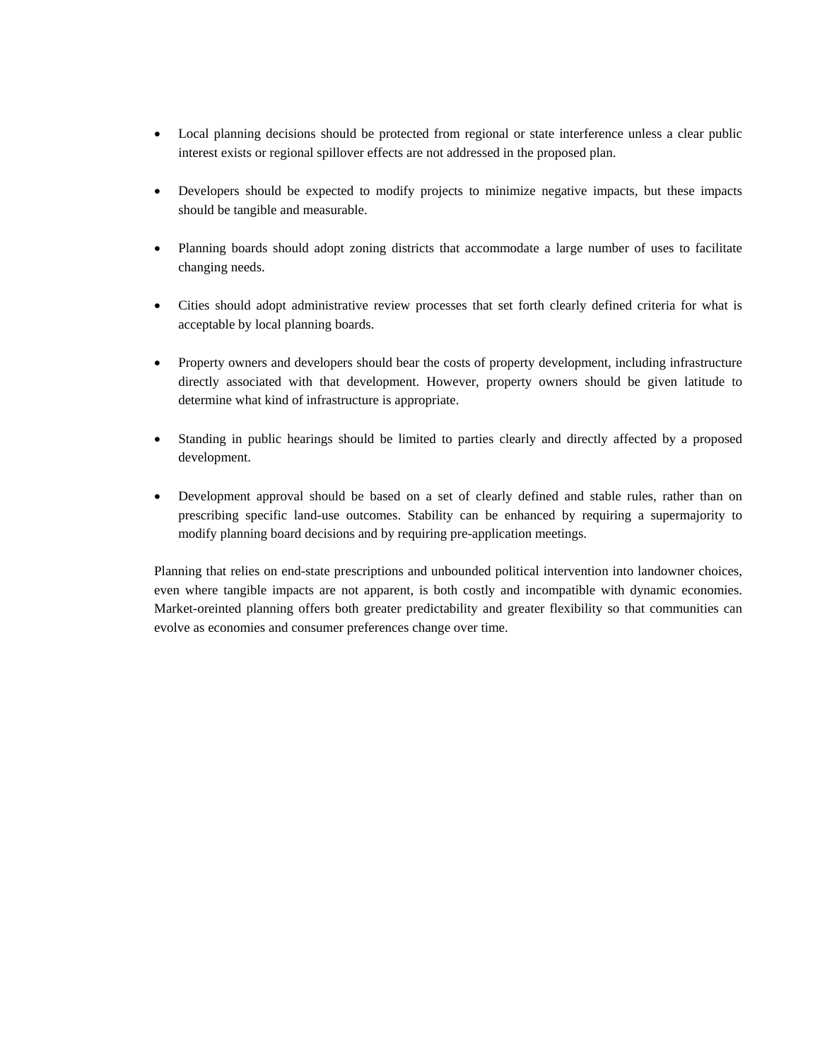- Local planning decisions should be protected from regional or state interference unless a clear public interest exists or regional spillover effects are not addressed in the proposed plan.

- Developers should be expected to modify projects to minimize negative impacts, but these impacts should be tangible and measurable.

- Planning boards should adopt zoning districts that accommodate a large number of uses to facilitate changing needs.

- Cities should adopt administrative review processes that set forth clearly defined criteria for what is acceptable by local planning boards.

- Property owners and developers should bear the costs of property development, including infrastructure directly associated with that development. However, property owners should be given latitude to determine what kind of infrastructure is appropriate.

- Standing in public hearings should be limited to parties clearly and directly affected by a proposed development.

- Development approval should be based on a set of clearly defined and stable rules, rather than on prescribing specific land-use outcomes. Stability can be enhanced by requiring a supermajority to modify planning board decisions and by requiring pre-application meetings.

Planning that relies on end-state prescriptions and unbounded political intervention into landowner choices, even where tangible impacts are not apparent, is both costly and incompatible with dynamic economies. Market-oreinted planning offers both greater predictability and greater flexibility so that communities can evolve as economies and consumer preferences change over time.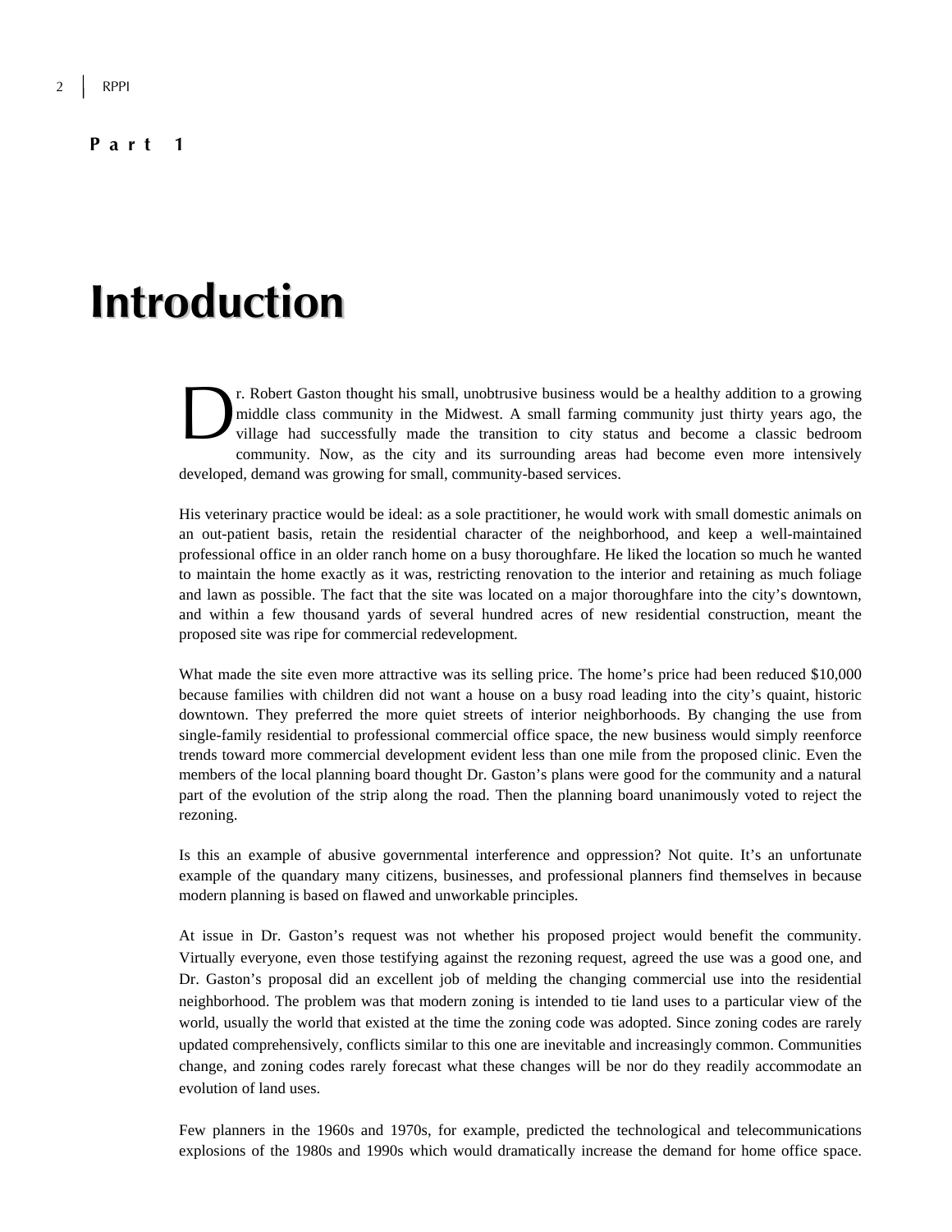**Part 1**

# Introduction

Dr. Robert Gaston thought his small, unobtrusive business would be a healthy addition to a growing middle class community in the Midwest. A small farming community just thirty years ago, the village had successfully made the transition to city status and become a classic bedroom community. Now, as the city and its surrounding areas had become even more intensively developed, demand was growing for small, community-based services.

His veterinary practice would be ideal: as a sole practitioner, he would work with small domestic animals on an out-patient basis, retain the residential character of the neighborhood, and keep a well-maintained professional office in an older ranch home on a busy thoroughfare. He liked the location so much he wanted to maintain the home exactly as it was, restricting renovation to the interior and retaining as much foliage and lawn as possible. The fact that the site was located on a major thoroughfare into the city's downtown, and within a few thousand yards of several hundred acres of new residential construction, meant the proposed site was ripe for commercial redevelopment.

What made the site even more attractive was its selling price. The home's price had been reduced $10,000 because families with children did not want a house on a busy road leading into the city's quaint, historic downtown. They preferred the more quiet streets of interior neighborhoods. By changing the use from single-family residential to professional commercial office space, the new business would simply reenforce trends toward more commercial development evident less than one mile from the proposed clinic. Even the members of the local planning board thought Dr. Gaston's plans were good for the community and a natural part of the evolution of the strip along the road. Then the planning board unanimously voted to reject the rezoning.

Is this an example of abusive governmental interference and oppression? Not quite. It's an unfortunate example of the quandary many citizens, businesses, and professional planners find themselves in because modern planning is based on flawed and unworkable principles.

At issue in Dr. Gaston's request was not whether his proposed project would benefit the community. Virtually everyone, even those testifying against the rezoning request, agreed the use was a good one, and Dr. Gaston's proposal did an excellent job of melding the changing commercial use into the residential neighborhood. The problem was that modern zoning is intended to tie land uses to a particular view of the world, usually the world that existed at the time the zoning code was adopted. Since zoning codes are rarely updated comprehensively, conflicts similar to this one are inevitable and increasingly common. Communities change, and zoning codes rarely forecast what these changes will be nor do they readily accommodate an evolution of land uses.

Few planners in the 1960s and 1970s, for example, predicted the technological and telecommunications explosions of the 1980s and 1990s which would dramatically increase the demand for home office space.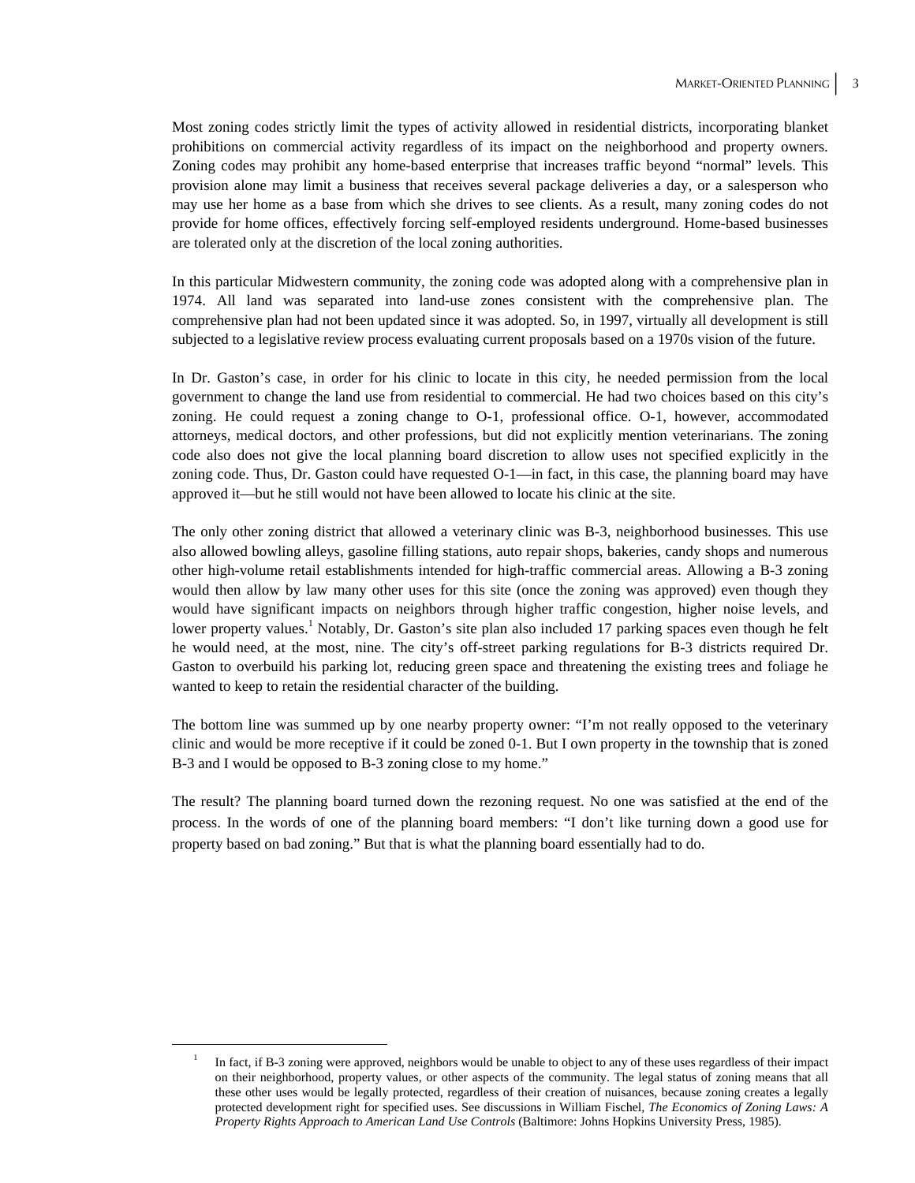Most zoning codes strictly limit the types of activity allowed in residential districts, incorporating blanket prohibitions on commercial activity regardless of its impact on the neighborhood and property owners. Zoning codes may prohibit any home-based enterprise that increases traffic beyond "normal" levels. This provision alone may limit a business that receives several package deliveries a day, or a salesperson who may use her home as a base from which she drives to see clients. As a result, many zoning codes do not provide for home offices, effectively forcing self-employed residents underground. Home-based businesses are tolerated only at the discretion of the local zoning authorities.

In this particular Midwestern community, the zoning code was adopted along with a comprehensive plan in 1974. All land was separated into land-use zones consistent with the comprehensive plan. The comprehensive plan had not been updated since it was adopted. So, in 1997, virtually all development is still subjected to a legislative review process evaluating current proposals based on a 1970s vision of the future.

In Dr. Gaston's case, in order for his clinic to locate in this city, he needed permission from the local government to change the land use from residential to commercial. He had two choices based on this city's zoning. He could request a zoning change to O-1, professional office. O-1, however, accommodated attorneys, medical doctors, and other professions, but did not explicitly mention veterinarians. The zoning code also does not give the local planning board discretion to allow uses not specified explicitly in the zoning code. Thus, Dr. Gaston could have requested O-1—in fact, in this case, the planning board may have approved it—but he still would not have been allowed to locate his clinic at the site.

The only other zoning district that allowed a veterinary clinic was B-3, neighborhood businesses. This use also allowed bowling alleys, gasoline filling stations, auto repair shops, bakeries, candy shops and numerous other high-volume retail establishments intended for high-traffic commercial areas. Allowing a B-3 zoning would then allow by law many other uses for this site (once the zoning was approved) even though they would have significant impacts on neighbors through higher traffic congestion, higher noise levels, and lower property values.[1] Notably, Dr. Gaston's site plan also included 17 parking spaces even though he felt he would need, at the most, nine. The city's off-street parking regulations for B-3 districts required Dr. Gaston to overbuild his parking lot, reducing green space and threatening the existing trees and foliage he wanted to keep to retain the residential character of the building.

The bottom line was summed up by one nearby property owner: "I'm not really opposed to the veterinary clinic and would be more receptive if it could be zoned 0-1. But I own property in the township that is zoned B-3 and I would be opposed to B-3 zoning close to my home."

The result? The planning board turned down the rezoning request. No one was satisfied at the end of the process. In the words of one of the planning board members: "I don't like turning down a good use for property based on bad zoning." But that is what the planning board essentially had to do.

---

[1] In fact, if B-3 zoning were approved, neighbors would be unable to object to any of these uses regardless of their impact on their neighborhood, property values, or other aspects of the community. The legal status of zoning means that all these other uses would be legally protected, regardless of their creation of nuisances, because zoning creates a legally protected development right for specified uses. See discussions in William Fischel, *The Economics of Zoning Laws: A Property Rights Approach to American Land Use Controls* (Baltimore: Johns Hopkins University Press, 1985).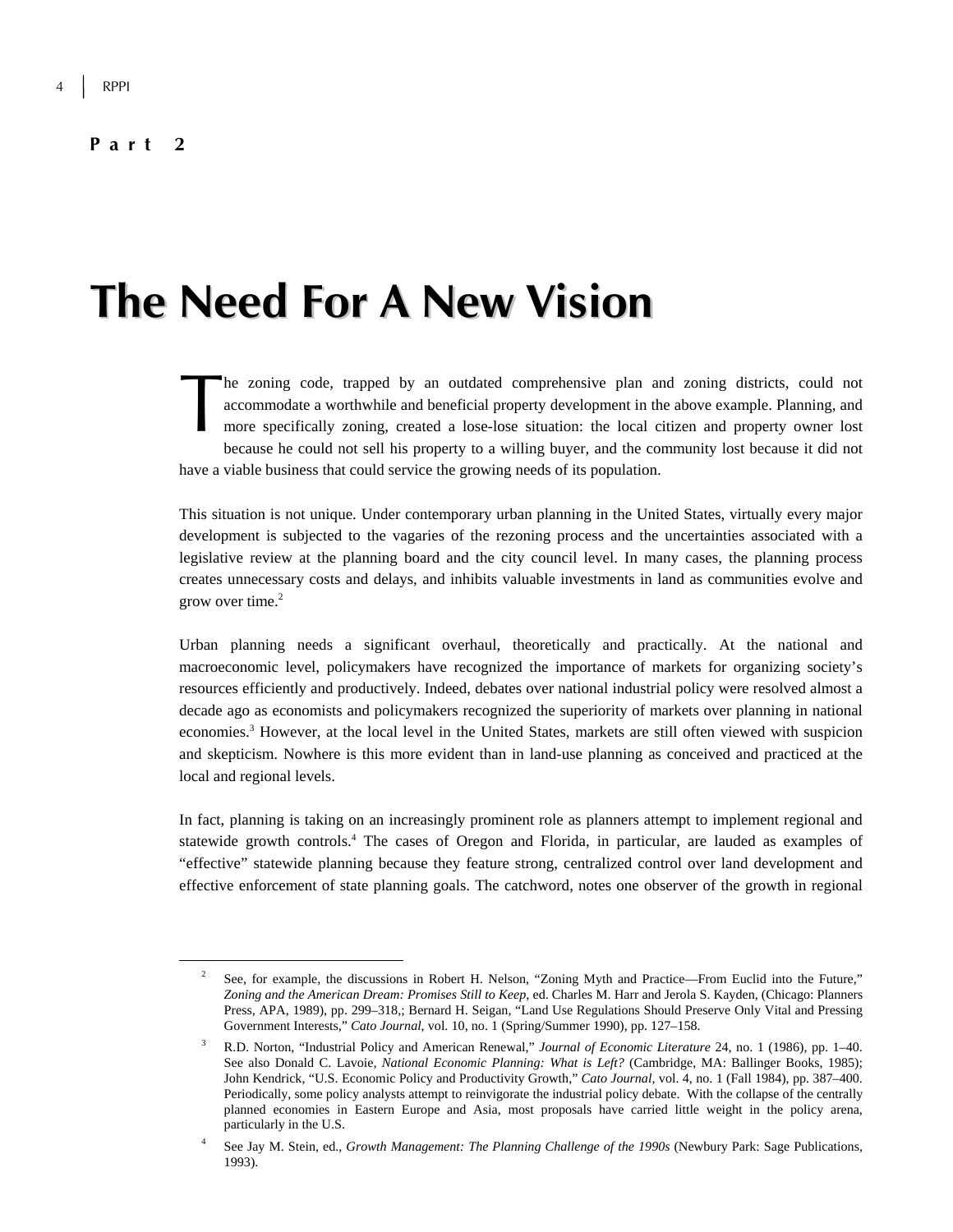**Part 2**

# The Need For A New Vision

The zoning code, trapped by an outdated comprehensive plan and zoning districts, could not accommodate a worthwhile and beneficial property development in the above example. Planning, and more specifically zoning, created a lose-lose situation: the local citizen and property owner lost because he could not sell his property to a willing buyer, and the community lost because it did not have a viable business that could service the growing needs of its population.

This situation is not unique. Under contemporary urban planning in the United States, virtually every major development is subjected to the vagaries of the rezoning process and the uncertainties associated with a legislative review at the planning board and the city council level. In many cases, the planning process creates unnecessary costs and delays, and inhibits valuable investments in land as communities evolve and grow over time.[2]

Urban planning needs a significant overhaul, theoretically and practically. At the national and macroeconomic level, policymakers have recognized the importance of markets for organizing society's resources efficiently and productively. Indeed, debates over national industrial policy were resolved almost a decade ago as economists and policymakers recognized the superiority of markets over planning in national economies.[3] However, at the local level in the United States, markets are still often viewed with suspicion and skepticism. Nowhere is this more evident than in land-use planning as conceived and practiced at the local and regional levels.

In fact, planning is taking on an increasingly prominent role as planners attempt to implement regional and statewide growth controls.[4] The cases of Oregon and Florida, in particular, are lauded as examples of "effective" statewide planning because they feature strong, centralized control over land development and effective enforcement of state planning goals. The catchword, notes one observer of the growth in regional

---

[2] See, for example, the discussions in Robert H. Nelson, "Zoning Myth and Practice—From Euclid into the Future," *Zoning and the American Dream: Promises Still to Keep*, ed. Charles M. Harr and Jerola S. Kayden, (Chicago: Planners Press, APA, 1989), pp. 299–318,; Bernard H. Seigan, "Land Use Regulations Should Preserve Only Vital and Pressing Government Interests," *Cato Journal*, vol. 10, no. 1 (Spring/Summer 1990), pp. 127–158.

[3] R.D. Norton, "Industrial Policy and American Renewal," *Journal of Economic Literature* 24, no. 1 (1986), pp. 1–40. See also Donald C. Lavoie, *National Economic Planning: What is Left?* (Cambridge, MA: Ballinger Books, 1985); John Kendrick, "U.S. Economic Policy and Productivity Growth," *Cato Journal*, vol. 4, no. 1 (Fall 1984), pp. 387–400. Periodically, some policy analysts attempt to reinvigorate the industrial policy debate. With the collapse of the centrally planned economies in Eastern Europe and Asia, most proposals have carried little weight in the policy arena, particularly in the U.S.

[4] See Jay M. Stein, ed., *Growth Management: The Planning Challenge of the 1990s* (Newbury Park: Sage Publications, 1993).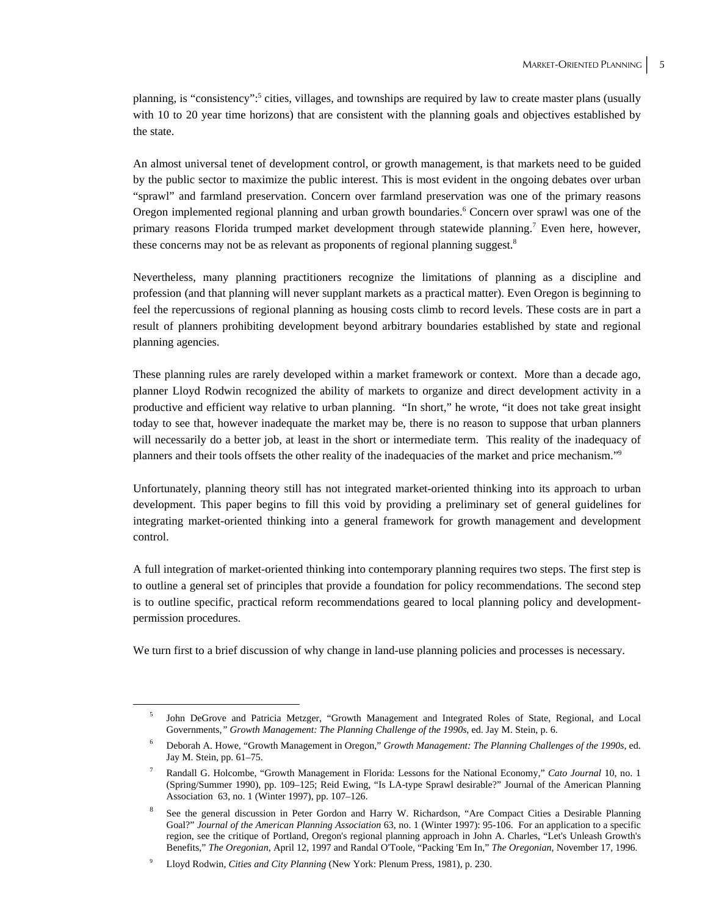planning, is "consistency":[5] cities, villages, and townships are required by law to create master plans (usually with 10 to 20 year time horizons) that are consistent with the planning goals and objectives established by the state.

An almost universal tenet of development control, or growth management, is that markets need to be guided by the public sector to maximize the public interest. This is most evident in the ongoing debates over urban "sprawl" and farmland preservation. Concern over farmland preservation was one of the primary reasons Oregon implemented regional planning and urban growth boundaries.[6] Concern over sprawl was one of the primary reasons Florida trumped market development through statewide planning.[7] Even here, however, these concerns may not be as relevant as proponents of regional planning suggest.[8]

Nevertheless, many planning practitioners recognize the limitations of planning as a discipline and profession (and that planning will never supplant markets as a practical matter). Even Oregon is beginning to feel the repercussions of regional planning as housing costs climb to record levels. These costs are in part a result of planners prohibiting development beyond arbitrary boundaries established by state and regional planning agencies.

These planning rules are rarely developed within a market framework or context. More than a decade ago, planner Lloyd Rodwin recognized the ability of markets to organize and direct development activity in a productive and efficient way relative to urban planning. "In short," he wrote, "it does not take great insight today to see that, however inadequate the market may be, there is no reason to suppose that urban planners will necessarily do a better job, at least in the short or intermediate term. This reality of the inadequacy of planners and their tools offsets the other reality of the inadequacies of the market and price mechanism."[9]

Unfortunately, planning theory still has not integrated market-oriented thinking into its approach to urban development. This paper begins to fill this void by providing a preliminary set of general guidelines for integrating market-oriented thinking into a general framework for growth management and development control.

A full integration of market-oriented thinking into contemporary planning requires two steps. The first step is to outline a general set of principles that provide a foundation for policy recommendations. The second step is to outline specific, practical reform recommendations geared to local planning policy and development-permission procedures.

We turn first to a brief discussion of why change in land-use planning policies and processes is necessary.

---

[5] John DeGrove and Patricia Metzger, "Growth Management and Integrated Roles of State, Regional, and Local Governments," *Growth Management: The Planning Challenge of the 1990s*, ed. Jay M. Stein, p. 6.

[6] Deborah A. Howe, "Growth Management in Oregon," *Growth Management: The Planning Challenges of the 1990s*, ed. Jay M. Stein, pp. 61–75.

[7] Randall G. Holcombe, "Growth Management in Florida: Lessons for the National Economy," *Cato Journal* 10, no. 1 (Spring/Summer 1990), pp. 109–125; Reid Ewing, "Is LA-type Sprawl desirable?" Journal of the American Planning Association 63, no. 1 (Winter 1997), pp. 107–126.

[8] See the general discussion in Peter Gordon and Harry W. Richardson, "Are Compact Cities a Desirable Planning Goal?" *Journal of the American Planning Association* 63, no. 1 (Winter 1997): 95-106. For an application to a specific region, see the critique of Portland, Oregon's regional planning approach in John A. Charles, "Let's Unleash Growth's Benefits," *The Oregonian*, April 12, 1997 and Randal O'Toole, "Packing 'Em In," *The Oregonian*, November 17, 1996.

[9] Lloyd Rodwin, *Cities and City Planning* (New York: Plenum Press, 1981), p. 230.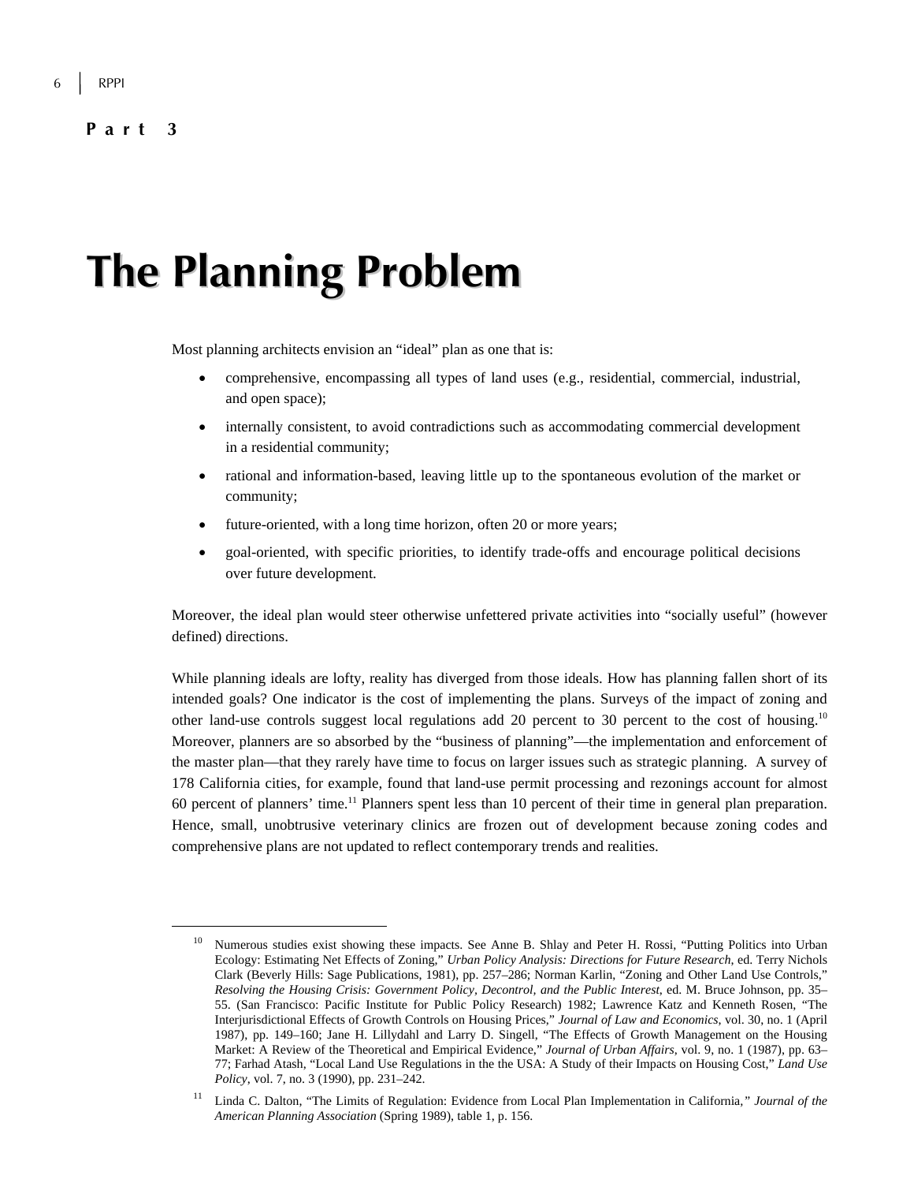**Part 3**

# The Planning Problem

Most planning architects envision an "ideal" plan as one that is:

- comprehensive, encompassing all types of land uses (e.g., residential, commercial, industrial, and open space);
- internally consistent, to avoid contradictions such as accommodating commercial development in a residential community;
- rational and information-based, leaving little up to the spontaneous evolution of the market or community;
- future-oriented, with a long time horizon, often 20 or more years;
- goal-oriented, with specific priorities, to identify trade-offs and encourage political decisions over future development.

Moreover, the ideal plan would steer otherwise unfettered private activities into "socially useful" (however defined) directions.

While planning ideals are lofty, reality has diverged from those ideals. How has planning fallen short of its intended goals? One indicator is the cost of implementing the plans. Surveys of the impact of zoning and other land-use controls suggest local regulations add 20 percent to 30 percent to the cost of housing.[10] Moreover, planners are so absorbed by the "business of planning"—the implementation and enforcement of the master plan—that they rarely have time to focus on larger issues such as strategic planning. A survey of 178 California cities, for example, found that land-use permit processing and rezonings account for almost 60 percent of planners' time.[11] Planners spent less than 10 percent of their time in general plan preparation. Hence, small, unobtrusive veterinary clinics are frozen out of development because zoning codes and comprehensive plans are not updated to reflect contemporary trends and realities.

---

[10] Numerous studies exist showing these impacts. See Anne B. Shlay and Peter H. Rossi, "Putting Politics into Urban Ecology: Estimating Net Effects of Zoning," *Urban Policy Analysis: Directions for Future Research*, ed. Terry Nichols Clark (Beverly Hills: Sage Publications, 1981), pp. 257–286; Norman Karlin, "Zoning and Other Land Use Controls," *Resolving the Housing Crisis: Government Policy, Decontrol, and the Public Interest*, ed. M. Bruce Johnson, pp. 35–55. (San Francisco: Pacific Institute for Public Policy Research) 1982; Lawrence Katz and Kenneth Rosen, "The Interjurisdictional Effects of Growth Controls on Housing Prices," *Journal of Law and Economics*, vol. 30, no. 1 (April 1987), pp. 149–160; Jane H. Lillydahl and Larry D. Singell, "The Effects of Growth Management on the Housing Market: A Review of the Theoretical and Empirical Evidence," *Journal of Urban Affairs*, vol. 9, no. 1 (1987), pp. 63–77; Farhad Atash, "Local Land Use Regulations in the the USA: A Study of their Impacts on Housing Cost," *Land Use Policy*, vol. 7, no. 3 (1990), pp. 231–242.

[11] Linda C. Dalton, "The Limits of Regulation: Evidence from Local Plan Implementation in California," *Journal of the American Planning Association* (Spring 1989), table 1, p. 156.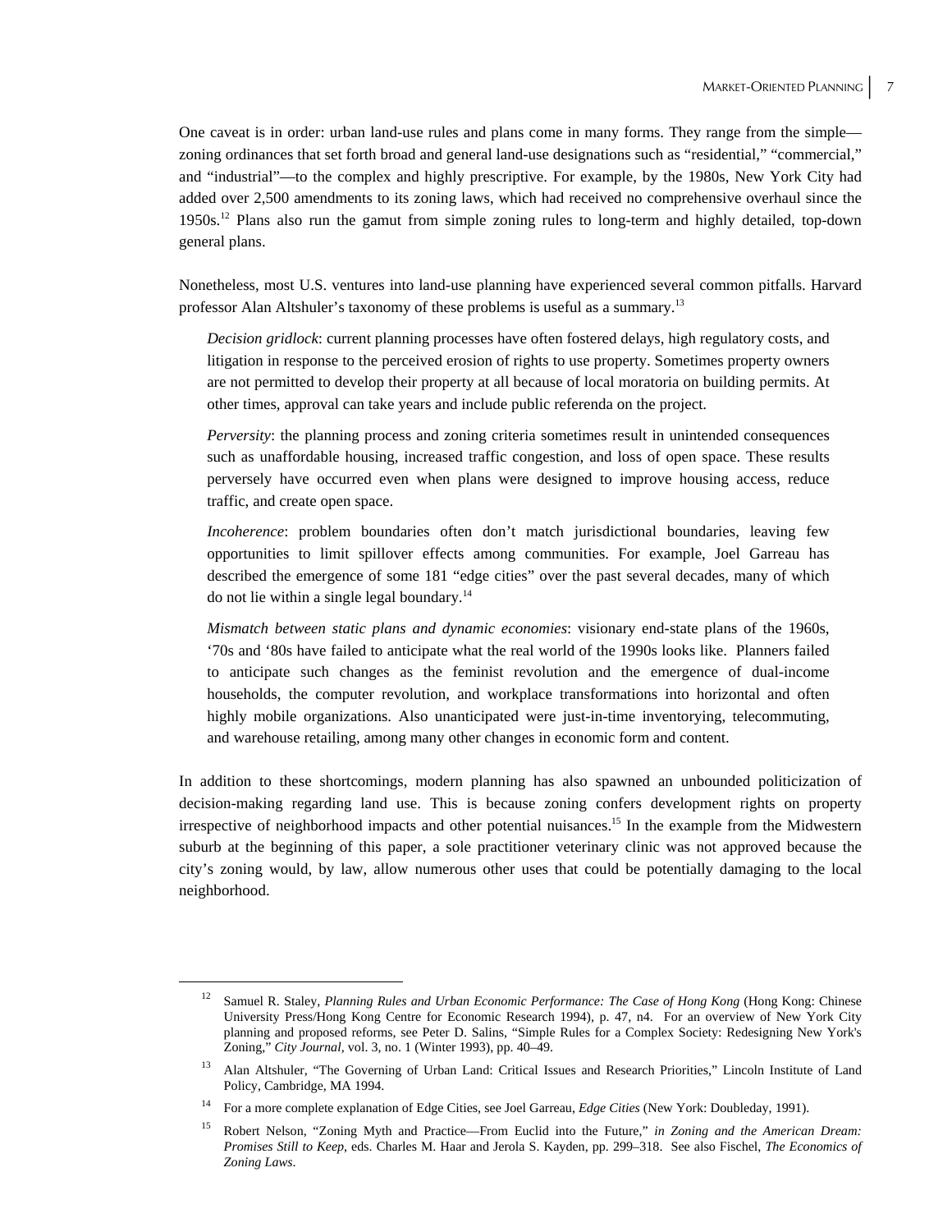One caveat is in order: urban land-use rules and plans come in many forms. They range from the simple—zoning ordinances that set forth broad and general land-use designations such as "residential," "commercial," and "industrial"—to the complex and highly prescriptive. For example, by the 1980s, New York City had added over 2,500 amendments to its zoning laws, which had received no comprehensive overhaul since the 1950s.[12] Plans also run the gamut from simple zoning rules to long-term and highly detailed, top-down general plans.

Nonetheless, most U.S. ventures into land-use planning have experienced several common pitfalls. Harvard professor Alan Altshuler's taxonomy of these problems is useful as a summary.[13]

> *Decision gridlock*: current planning processes have often fostered delays, high regulatory costs, and litigation in response to the perceived erosion of rights to use property. Sometimes property owners are not permitted to develop their property at all because of local moratoria on building permits. At other times, approval can take years and include public referenda on the project.
>
> *Perversity*: the planning process and zoning criteria sometimes result in unintended consequences such as unaffordable housing, increased traffic congestion, and loss of open space. These results perversely have occurred even when plans were designed to improve housing access, reduce traffic, and create open space.
>
> *Incoherence*: problem boundaries often don't match jurisdictional boundaries, leaving few opportunities to limit spillover effects among communities. For example, Joel Garreau has described the emergence of some 181 "edge cities" over the past several decades, many of which do not lie within a single legal boundary.[14]
>
> *Mismatch between static plans and dynamic economies*: visionary end-state plans of the 1960s, '70s and '80s have failed to anticipate what the real world of the 1990s looks like. Planners failed to anticipate such changes as the feminist revolution and the emergence of dual-income households, the computer revolution, and workplace transformations into horizontal and often highly mobile organizations. Also unanticipated were just-in-time inventorying, telecommuting, and warehouse retailing, among many other changes in economic form and content.

In addition to these shortcomings, modern planning has also spawned an unbounded politicization of decision-making regarding land use. This is because zoning confers development rights on property irrespective of neighborhood impacts and other potential nuisances.[15] In the example from the Midwestern suburb at the beginning of this paper, a sole practitioner veterinary clinic was not approved because the city's zoning would, by law, allow numerous other uses that could be potentially damaging to the local neighborhood.

---

[12] Samuel R. Staley, *Planning Rules and Urban Economic Performance: The Case of Hong Kong* (Hong Kong: Chinese University Press/Hong Kong Centre for Economic Research 1994), p. 47, n4. For an overview of New York City planning and proposed reforms, see Peter D. Salins, "Simple Rules for a Complex Society: Redesigning New York's Zoning," *City Journal*, vol. 3, no. 1 (Winter 1993), pp. 40–49.

[13] Alan Altshuler, "The Governing of Urban Land: Critical Issues and Research Priorities," Lincoln Institute of Land Policy, Cambridge, MA 1994.

[14] For a more complete explanation of Edge Cities, see Joel Garreau, *Edge Cities* (New York: Doubleday, 1991).

[15] Robert Nelson, "Zoning Myth and Practice—From Euclid into the Future," *in Zoning and the American Dream: Promises Still to Keep*, eds. Charles M. Haar and Jerola S. Kayden, pp. 299–318. See also Fischel, *The Economics of Zoning Laws*.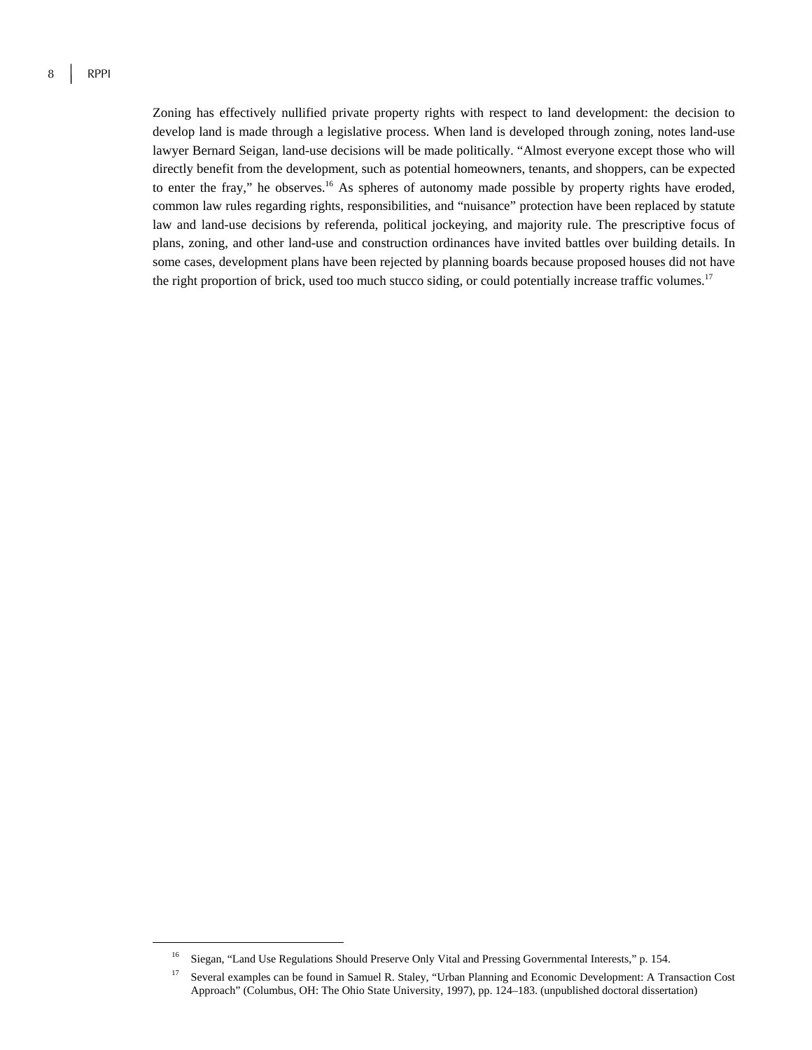Zoning has effectively nullified private property rights with respect to land development: the decision to develop land is made through a legislative process. When land is developed through zoning, notes land-use lawyer Bernard Seigan, land-use decisions will be made politically. "Almost everyone except those who will directly benefit from the development, such as potential homeowners, tenants, and shoppers, can be expected to enter the fray," he observes.[16] As spheres of autonomy made possible by property rights have eroded, common law rules regarding rights, responsibilities, and "nuisance" protection have been replaced by statute law and land-use decisions by referenda, political jockeying, and majority rule. The prescriptive focus of plans, zoning, and other land-use and construction ordinances have invited battles over building details. In some cases, development plans have been rejected by planning boards because proposed houses did not have the right proportion of brick, used too much stucco siding, or could potentially increase traffic volumes.[17]

---

[16] Siegan, "Land Use Regulations Should Preserve Only Vital and Pressing Governmental Interests," p. 154.

[17] Several examples can be found in Samuel R. Staley, "Urban Planning and Economic Development: A Transaction Cost Approach" (Columbus, OH: The Ohio State University, 1997), pp. 124–183. (unpublished doctoral dissertation)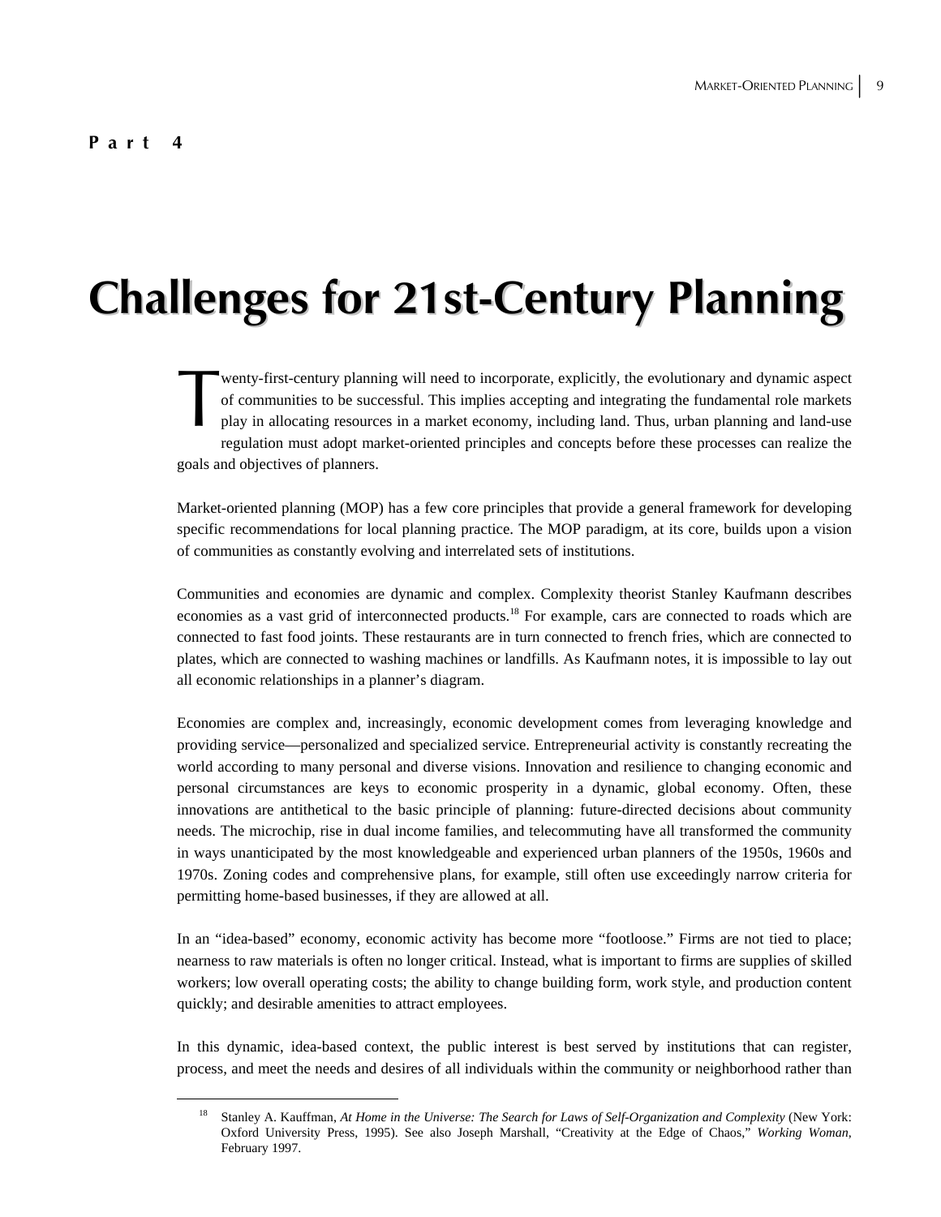**Part 4**

# Challenges for 21st-Century Planning

Twenty-first-century planning will need to incorporate, explicitly, the evolutionary and dynamic aspect of communities to be successful. This implies accepting and integrating the fundamental role markets play in allocating resources in a market economy, including land. Thus, urban planning and land-use regulation must adopt market-oriented principles and concepts before these processes can realize the goals and objectives of planners.

Market-oriented planning (MOP) has a few core principles that provide a general framework for developing specific recommendations for local planning practice. The MOP paradigm, at its core, builds upon a vision of communities as constantly evolving and interrelated sets of institutions.

Communities and economies are dynamic and complex. Complexity theorist Stanley Kaufmann describes economies as a vast grid of interconnected products.[18] For example, cars are connected to roads which are connected to fast food joints. These restaurants are in turn connected to french fries, which are connected to plates, which are connected to washing machines or landfills. As Kaufmann notes, it is impossible to lay out all economic relationships in a planner's diagram.

Economies are complex and, increasingly, economic development comes from leveraging knowledge and providing service—personalized and specialized service. Entrepreneurial activity is constantly recreating the world according to many personal and diverse visions. Innovation and resilience to changing economic and personal circumstances are keys to economic prosperity in a dynamic, global economy. Often, these innovations are antithetical to the basic principle of planning: future-directed decisions about community needs. The microchip, rise in dual income families, and telecommuting have all transformed the community in ways unanticipated by the most knowledgeable and experienced urban planners of the 1950s, 1960s and 1970s. Zoning codes and comprehensive plans, for example, still often use exceedingly narrow criteria for permitting home-based businesses, if they are allowed at all.

In an "idea-based" economy, economic activity has become more "footloose." Firms are not tied to place; nearness to raw materials is often no longer critical. Instead, what is important to firms are supplies of skilled workers; low overall operating costs; the ability to change building form, work style, and production content quickly; and desirable amenities to attract employees.

In this dynamic, idea-based context, the public interest is best served by institutions that can register, process, and meet the needs and desires of all individuals within the community or neighborhood rather than

[18] Stanley A. Kauffman, *At Home in the Universe: The Search for Laws of Self-Organization and Complexity* (New York: Oxford University Press, 1995). See also Joseph Marshall, "Creativity at the Edge of Chaos," *Working Woman*, February 1997.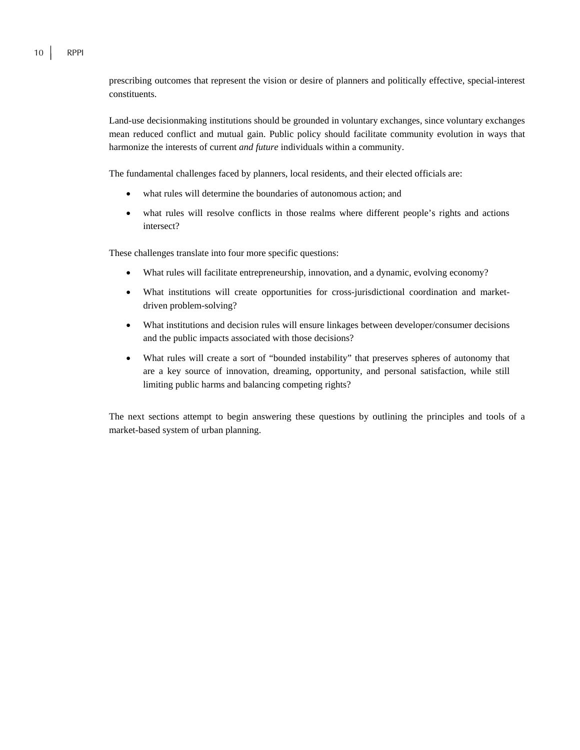prescribing outcomes that represent the vision or desire of planners and politically effective, special-interest constituents.

Land-use decisionmaking institutions should be grounded in voluntary exchanges, since voluntary exchanges mean reduced conflict and mutual gain. Public policy should facilitate community evolution in ways that harmonize the interests of current *and future* individuals within a community.

The fundamental challenges faced by planners, local residents, and their elected officials are:

- what rules will determine the boundaries of autonomous action; and
- what rules will resolve conflicts in those realms where different people's rights and actions intersect?

These challenges translate into four more specific questions:

- What rules will facilitate entrepreneurship, innovation, and a dynamic, evolving economy?
- What institutions will create opportunities for cross-jurisdictional coordination and market-driven problem-solving?
- What institutions and decision rules will ensure linkages between developer/consumer decisions and the public impacts associated with those decisions?
- What rules will create a sort of "bounded instability" that preserves spheres of autonomy that are a key source of innovation, dreaming, opportunity, and personal satisfaction, while still limiting public harms and balancing competing rights?

The next sections attempt to begin answering these questions by outlining the principles and tools of a market-based system of urban planning.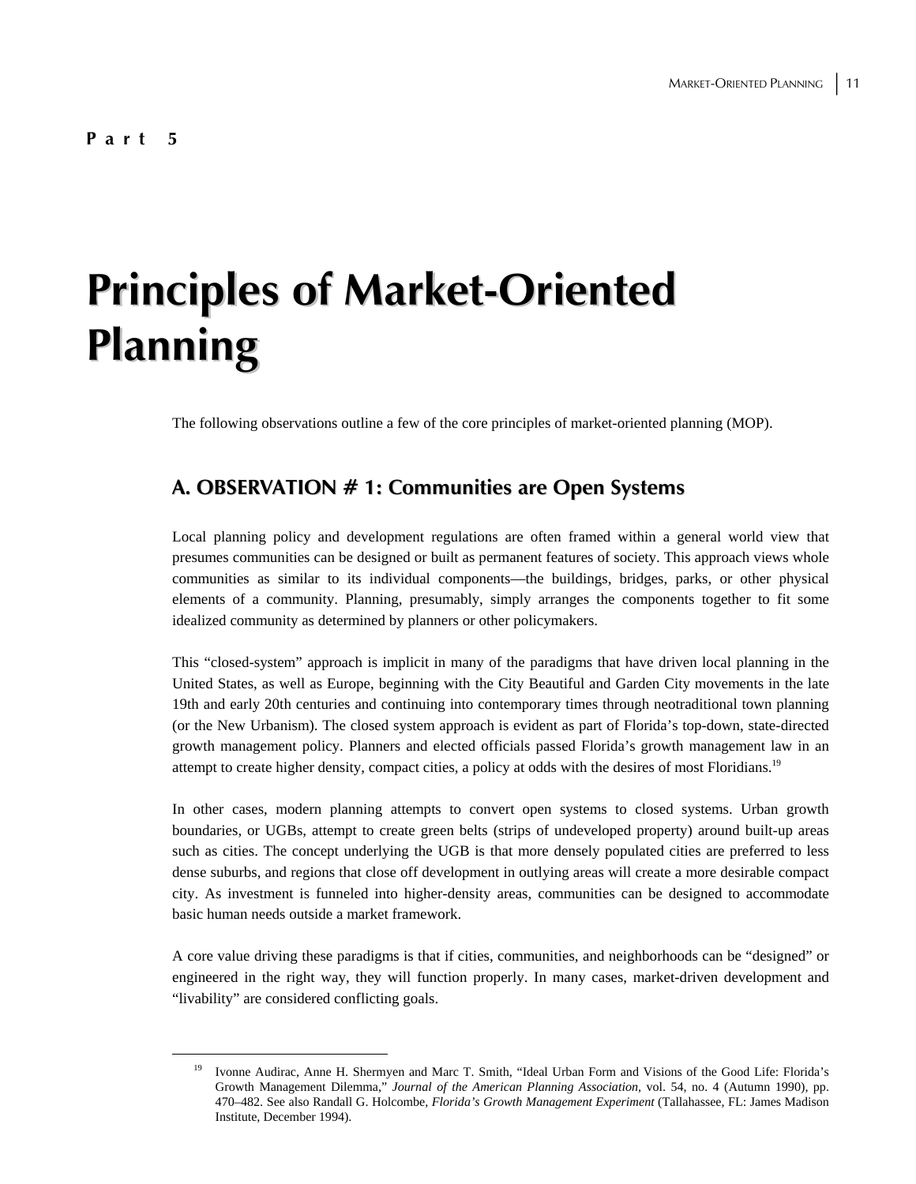**Part 5**

# Principles of Market-Oriented Planning

The following observations outline a few of the core principles of market-oriented planning (MOP).

## A. OBSERVATION # 1: Communities are Open Systems

Local planning policy and development regulations are often framed within a general world view that presumes communities can be designed or built as permanent features of society. This approach views whole communities as similar to its individual components—the buildings, bridges, parks, or other physical elements of a community. Planning, presumably, simply arranges the components together to fit some idealized community as determined by planners or other policymakers.

This "closed-system" approach is implicit in many of the paradigms that have driven local planning in the United States, as well as Europe, beginning with the City Beautiful and Garden City movements in the late 19th and early 20th centuries and continuing into contemporary times through neotraditional town planning (or the New Urbanism). The closed system approach is evident as part of Florida's top-down, state-directed growth management policy. Planners and elected officials passed Florida's growth management law in an attempt to create higher density, compact cities, a policy at odds with the desires of most Floridians.[19]

In other cases, modern planning attempts to convert open systems to closed systems. Urban growth boundaries, or UGBs, attempt to create green belts (strips of undeveloped property) around built-up areas such as cities. The concept underlying the UGB is that more densely populated cities are preferred to less dense suburbs, and regions that close off development in outlying areas will create a more desirable compact city. As investment is funneled into higher-density areas, communities can be designed to accommodate basic human needs outside a market framework.

A core value driving these paradigms is that if cities, communities, and neighborhoods can be "designed" or engineered in the right way, they will function properly. In many cases, market-driven development and "livability" are considered conflicting goals.

---

[19] Ivonne Audirac, Anne H. Shermyen and Marc T. Smith, "Ideal Urban Form and Visions of the Good Life: Florida's Growth Management Dilemma," *Journal of the American Planning Association*, vol. 54, no. 4 (Autumn 1990), pp. 470–482. See also Randall G. Holcombe, *Florida's Growth Management Experiment* (Tallahassee, FL: James Madison Institute, December 1994).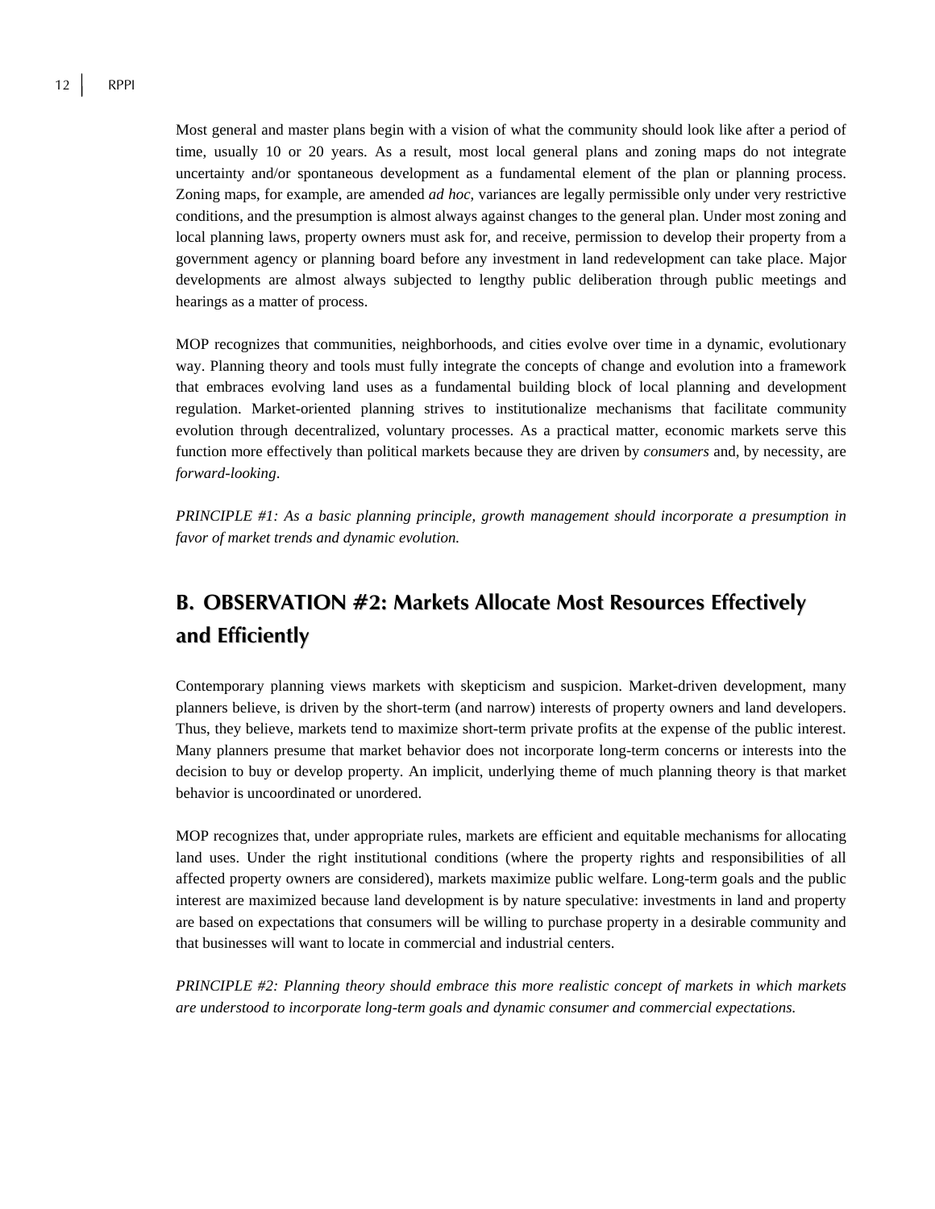Most general and master plans begin with a vision of what the community should look like after a period of time, usually 10 or 20 years. As a result, most local general plans and zoning maps do not integrate uncertainty and/or spontaneous development as a fundamental element of the plan or planning process. Zoning maps, for example, are amended *ad hoc*, variances are legally permissible only under very restrictive conditions, and the presumption is almost always against changes to the general plan. Under most zoning and local planning laws, property owners must ask for, and receive, permission to develop their property from a government agency or planning board before any investment in land redevelopment can take place. Major developments are almost always subjected to lengthy public deliberation through public meetings and hearings as a matter of process.

MOP recognizes that communities, neighborhoods, and cities evolve over time in a dynamic, evolutionary way. Planning theory and tools must fully integrate the concepts of change and evolution into a framework that embraces evolving land uses as a fundamental building block of local planning and development regulation. Market-oriented planning strives to institutionalize mechanisms that facilitate community evolution through decentralized, voluntary processes. As a practical matter, economic markets serve this function more effectively than political markets because they are driven by *consumers* and, by necessity, are *forward-looking*.

*PRINCIPLE #1: As a basic planning principle, growth management should incorporate a presumption in favor of market trends and dynamic evolution.*

## B. OBSERVATION #2: Markets Allocate Most Resources Effectively and Efficiently

Contemporary planning views markets with skepticism and suspicion. Market-driven development, many planners believe, is driven by the short-term (and narrow) interests of property owners and land developers. Thus, they believe, markets tend to maximize short-term private profits at the expense of the public interest. Many planners presume that market behavior does not incorporate long-term concerns or interests into the decision to buy or develop property. An implicit, underlying theme of much planning theory is that market behavior is uncoordinated or unordered.

MOP recognizes that, under appropriate rules, markets are efficient and equitable mechanisms for allocating land uses. Under the right institutional conditions (where the property rights and responsibilities of all affected property owners are considered), markets maximize public welfare. Long-term goals and the public interest are maximized because land development is by nature speculative: investments in land and property are based on expectations that consumers will be willing to purchase property in a desirable community and that businesses will want to locate in commercial and industrial centers.

*PRINCIPLE #2: Planning theory should embrace this more realistic concept of markets in which markets are understood to incorporate long-term goals and dynamic consumer and commercial expectations.*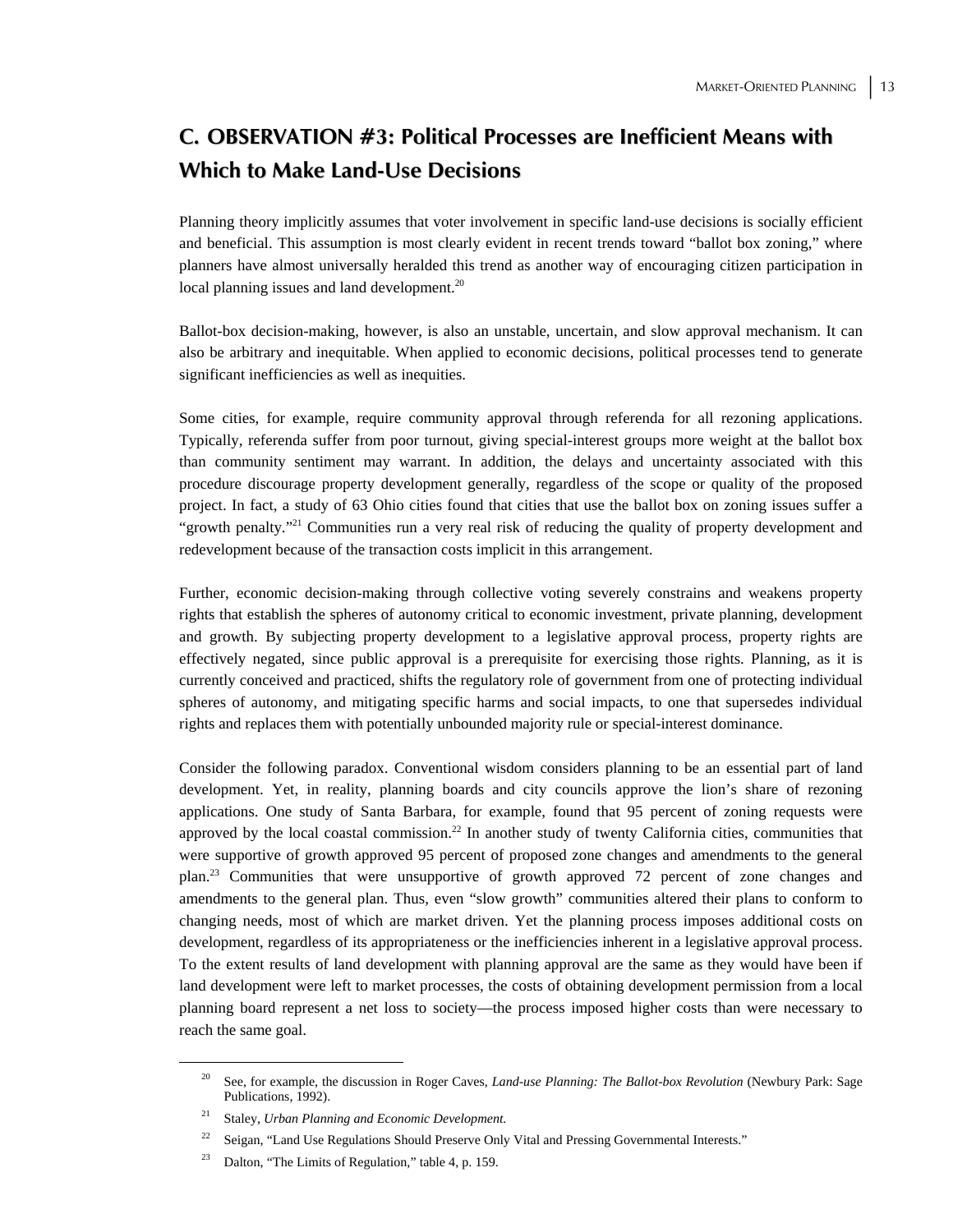## C. OBSERVATION #3: Political Processes are Inefficient Means with Which to Make Land-Use Decisions

Planning theory implicitly assumes that voter involvement in specific land-use decisions is socially efficient and beneficial. This assumption is most clearly evident in recent trends toward "ballot box zoning," where planners have almost universally heralded this trend as another way of encouraging citizen participation in local planning issues and land development.[20]

Ballot-box decision-making, however, is also an unstable, uncertain, and slow approval mechanism. It can also be arbitrary and inequitable. When applied to economic decisions, political processes tend to generate significant inefficiencies as well as inequities.

Some cities, for example, require community approval through referenda for all rezoning applications. Typically, referenda suffer from poor turnout, giving special-interest groups more weight at the ballot box than community sentiment may warrant. In addition, the delays and uncertainty associated with this procedure discourage property development generally, regardless of the scope or quality of the proposed project. In fact, a study of 63 Ohio cities found that cities that use the ballot box on zoning issues suffer a "growth penalty."[21] Communities run a very real risk of reducing the quality of property development and redevelopment because of the transaction costs implicit in this arrangement.

Further, economic decision-making through collective voting severely constrains and weakens property rights that establish the spheres of autonomy critical to economic investment, private planning, development and growth. By subjecting property development to a legislative approval process, property rights are effectively negated, since public approval is a prerequisite for exercising those rights. Planning, as it is currently conceived and practiced, shifts the regulatory role of government from one of protecting individual spheres of autonomy, and mitigating specific harms and social impacts, to one that supersedes individual rights and replaces them with potentially unbounded majority rule or special-interest dominance.

Consider the following paradox. Conventional wisdom considers planning to be an essential part of land development. Yet, in reality, planning boards and city councils approve the lion's share of rezoning applications. One study of Santa Barbara, for example, found that 95 percent of zoning requests were approved by the local coastal commission.[22] In another study of twenty California cities, communities that were supportive of growth approved 95 percent of proposed zone changes and amendments to the general plan.[23] Communities that were unsupportive of growth approved 72 percent of zone changes and amendments to the general plan. Thus, even "slow growth" communities altered their plans to conform to changing needs, most of which are market driven. Yet the planning process imposes additional costs on development, regardless of its appropriateness or the inefficiencies inherent in a legislative approval process. To the extent results of land development with planning approval are the same as they would have been if land development were left to market processes, the costs of obtaining development permission from a local planning board represent a net loss to society—the process imposed higher costs than were necessary to reach the same goal.

---

[20] See, for example, the discussion in Roger Caves, *Land-use Planning: The Ballot-box Revolution* (Newbury Park: Sage Publications, 1992).

[21] Staley, *Urban Planning and Economic Development.*

[22] Seigan, "Land Use Regulations Should Preserve Only Vital and Pressing Governmental Interests."

[23] Dalton, "The Limits of Regulation," table 4, p. 159.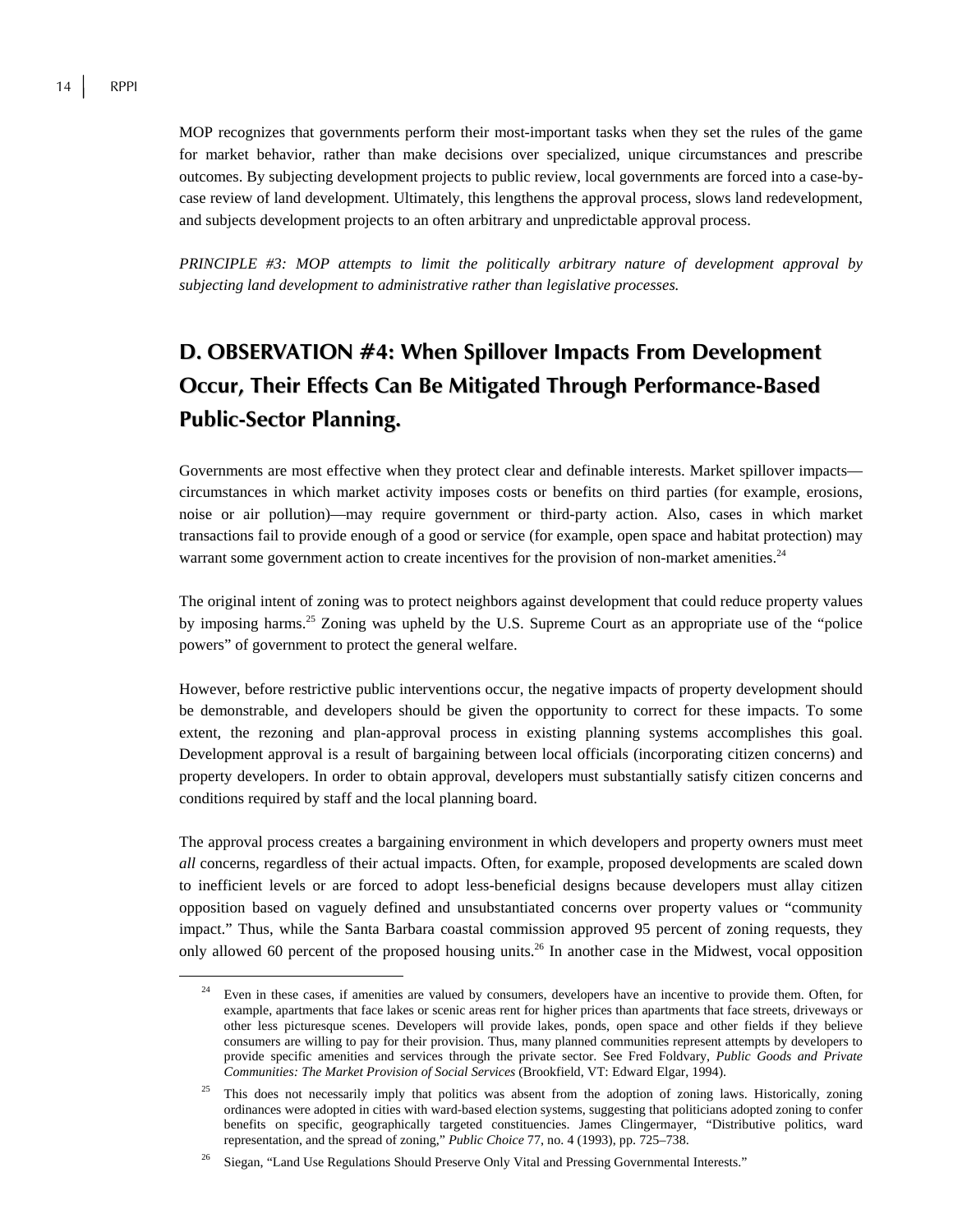MOP recognizes that governments perform their most-important tasks when they set the rules of the game for market behavior, rather than make decisions over specialized, unique circumstances and prescribe outcomes. By subjecting development projects to public review, local governments are forced into a case-by-case review of land development. Ultimately, this lengthens the approval process, slows land redevelopment, and subjects development projects to an often arbitrary and unpredictable approval process.

*PRINCIPLE #3: MOP attempts to limit the politically arbitrary nature of development approval by subjecting land development to administrative rather than legislative processes.*

## D. OBSERVATION #4: When Spillover Impacts From Development Occur, Their Effects Can Be Mitigated Through Performance-Based Public-Sector Planning.

Governments are most effective when they protect clear and definable interests. Market spillover impacts—circumstances in which market activity imposes costs or benefits on third parties (for example, erosions, noise or air pollution)—may require government or third-party action. Also, cases in which market transactions fail to provide enough of a good or service (for example, open space and habitat protection) may warrant some government action to create incentives for the provision of non-market amenities.[24]

The original intent of zoning was to protect neighbors against development that could reduce property values by imposing harms.[25] Zoning was upheld by the U.S. Supreme Court as an appropriate use of the "police powers" of government to protect the general welfare.

However, before restrictive public interventions occur, the negative impacts of property development should be demonstrable, and developers should be given the opportunity to correct for these impacts. To some extent, the rezoning and plan-approval process in existing planning systems accomplishes this goal. Development approval is a result of bargaining between local officials (incorporating citizen concerns) and property developers. In order to obtain approval, developers must substantially satisfy citizen concerns and conditions required by staff and the local planning board.

The approval process creates a bargaining environment in which developers and property owners must meet *all* concerns, regardless of their actual impacts. Often, for example, proposed developments are scaled down to inefficient levels or are forced to adopt less-beneficial designs because developers must allay citizen opposition based on vaguely defined and unsubstantiated concerns over property values or "community impact." Thus, while the Santa Barbara coastal commission approved 95 percent of zoning requests, they only allowed 60 percent of the proposed housing units.[26] In another case in the Midwest, vocal opposition

---

[24] Even in these cases, if amenities are valued by consumers, developers have an incentive to provide them. Often, for example, apartments that face lakes or scenic areas rent for higher prices than apartments that face streets, driveways or other less picturesque scenes. Developers will provide lakes, ponds, open space and other fields if they believe consumers are willing to pay for their provision. Thus, many planned communities represent attempts by developers to provide specific amenities and services through the private sector. See Fred Foldvary, *Public Goods and Private Communities: The Market Provision of Social Services* (Brookfield, VT: Edward Elgar, 1994).

[25] This does not necessarily imply that politics was absent from the adoption of zoning laws. Historically, zoning ordinances were adopted in cities with ward-based election systems, suggesting that politicians adopted zoning to confer benefits on specific, geographically targeted constituencies. James Clingermayer, "Distributive politics, ward representation, and the spread of zoning," *Public Choice* 77, no. 4 (1993), pp. 725–738.

[26] Siegan, "Land Use Regulations Should Preserve Only Vital and Pressing Governmental Interests."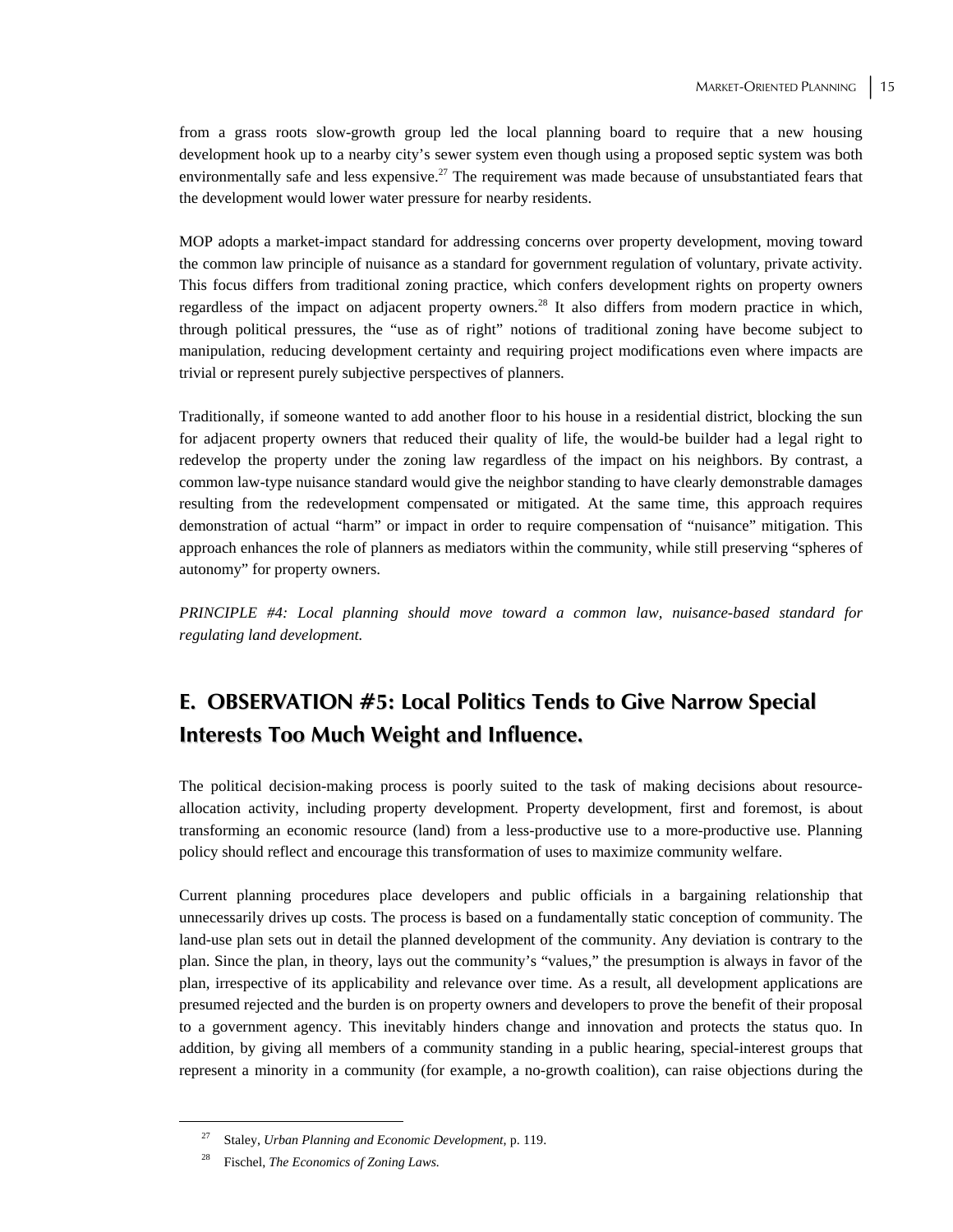from a grass roots slow-growth group led the local planning board to require that a new housing development hook up to a nearby city's sewer system even though using a proposed septic system was both environmentally safe and less expensive.[27] The requirement was made because of unsubstantiated fears that the development would lower water pressure for nearby residents.

MOP adopts a market-impact standard for addressing concerns over property development, moving toward the common law principle of nuisance as a standard for government regulation of voluntary, private activity. This focus differs from traditional zoning practice, which confers development rights on property owners regardless of the impact on adjacent property owners.[28] It also differs from modern practice in which, through political pressures, the "use as of right" notions of traditional zoning have become subject to manipulation, reducing development certainty and requiring project modifications even where impacts are trivial or represent purely subjective perspectives of planners.

Traditionally, if someone wanted to add another floor to his house in a residential district, blocking the sun for adjacent property owners that reduced their quality of life, the would-be builder had a legal right to redevelop the property under the zoning law regardless of the impact on his neighbors. By contrast, a common law-type nuisance standard would give the neighbor standing to have clearly demonstrable damages resulting from the redevelopment compensated or mitigated. At the same time, this approach requires demonstration of actual "harm" or impact in order to require compensation of "nuisance" mitigation. This approach enhances the role of planners as mediators within the community, while still preserving "spheres of autonomy" for property owners.

*PRINCIPLE #4: Local planning should move toward a common law, nuisance-based standard for regulating land development.*

## E. OBSERVATION #5: Local Politics Tends to Give Narrow Special Interests Too Much Weight and Influence.

The political decision-making process is poorly suited to the task of making decisions about resource-allocation activity, including property development. Property development, first and foremost, is about transforming an economic resource (land) from a less-productive use to a more-productive use. Planning policy should reflect and encourage this transformation of uses to maximize community welfare.

Current planning procedures place developers and public officials in a bargaining relationship that unnecessarily drives up costs. The process is based on a fundamentally static conception of community. The land-use plan sets out in detail the planned development of the community. Any deviation is contrary to the plan. Since the plan, in theory, lays out the community's "values," the presumption is always in favor of the plan, irrespective of its applicability and relevance over time. As a result, all development applications are presumed rejected and the burden is on property owners and developers to prove the benefit of their proposal to a government agency. This inevitably hinders change and innovation and protects the status quo. In addition, by giving all members of a community standing in a public hearing, special-interest groups that represent a minority in a community (for example, a no-growth coalition), can raise objections during the

---

[27] Staley, *Urban Planning and Economic Development,* p. 119.

[28] Fischel, *The Economics of Zoning Laws.*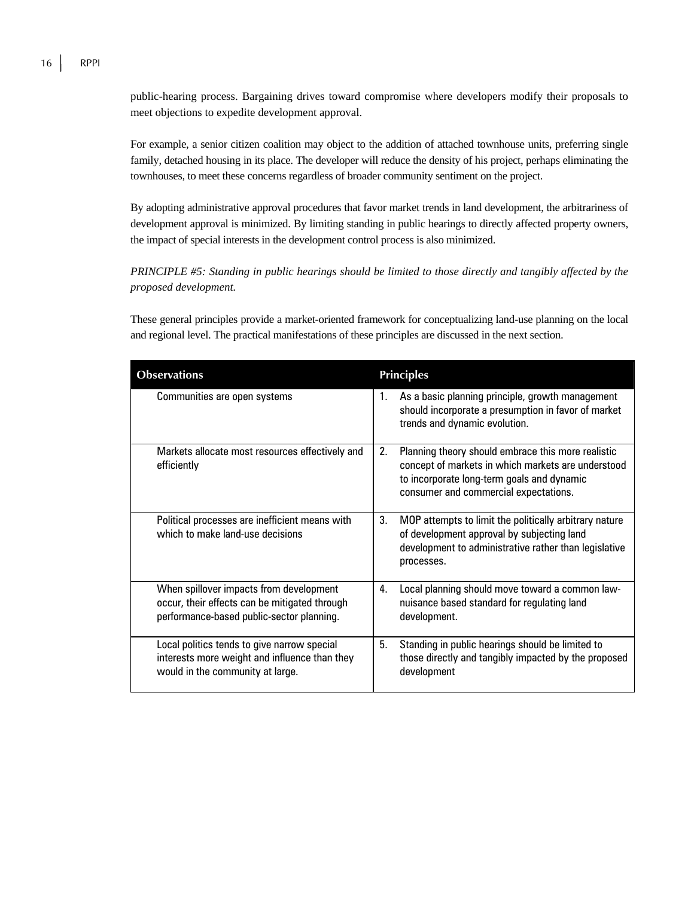public-hearing process. Bargaining drives toward compromise where developers modify their proposals to meet objections to expedite development approval.

For example, a senior citizen coalition may object to the addition of attached townhouse units, preferring single family, detached housing in its place. The developer will reduce the density of his project, perhaps eliminating the townhouses, to meet these concerns regardless of broader community sentiment on the project.

By adopting administrative approval procedures that favor market trends in land development, the arbitrariness of development approval is minimized. By limiting standing in public hearings to directly affected property owners, the impact of special interests in the development control process is also minimized.

*PRINCIPLE #5: Standing in public hearings should be limited to those directly and tangibly affected by the proposed development.*

These general principles provide a market-oriented framework for conceptualizing land-use planning on the local and regional level. The practical manifestations of these principles are discussed in the next section.

| Observations | Principles |
|---|---|
| Communities are open systems | 1. As a basic planning principle, growth management should incorporate a presumption in favor of market trends and dynamic evolution. |
| Markets allocate most resources effectively and efficiently | 2. Planning theory should embrace this more realistic concept of markets in which markets are understood to incorporate long-term goals and dynamic consumer and commercial expectations. |
| Political processes are inefficient means with which to make land-use decisions | 3. MOP attempts to limit the politically arbitrary nature of development approval by subjecting land development to administrative rather than legislative processes. |
| When spillover impacts from development occur, their effects can be mitigated through performance-based public-sector planning. | 4. Local planning should move toward a common law-nuisance based standard for regulating land development. |
| Local politics tends to give narrow special interests more weight and influence than they would in the community at large. | 5. Standing in public hearings should be limited to those directly and tangibly impacted by the proposed development |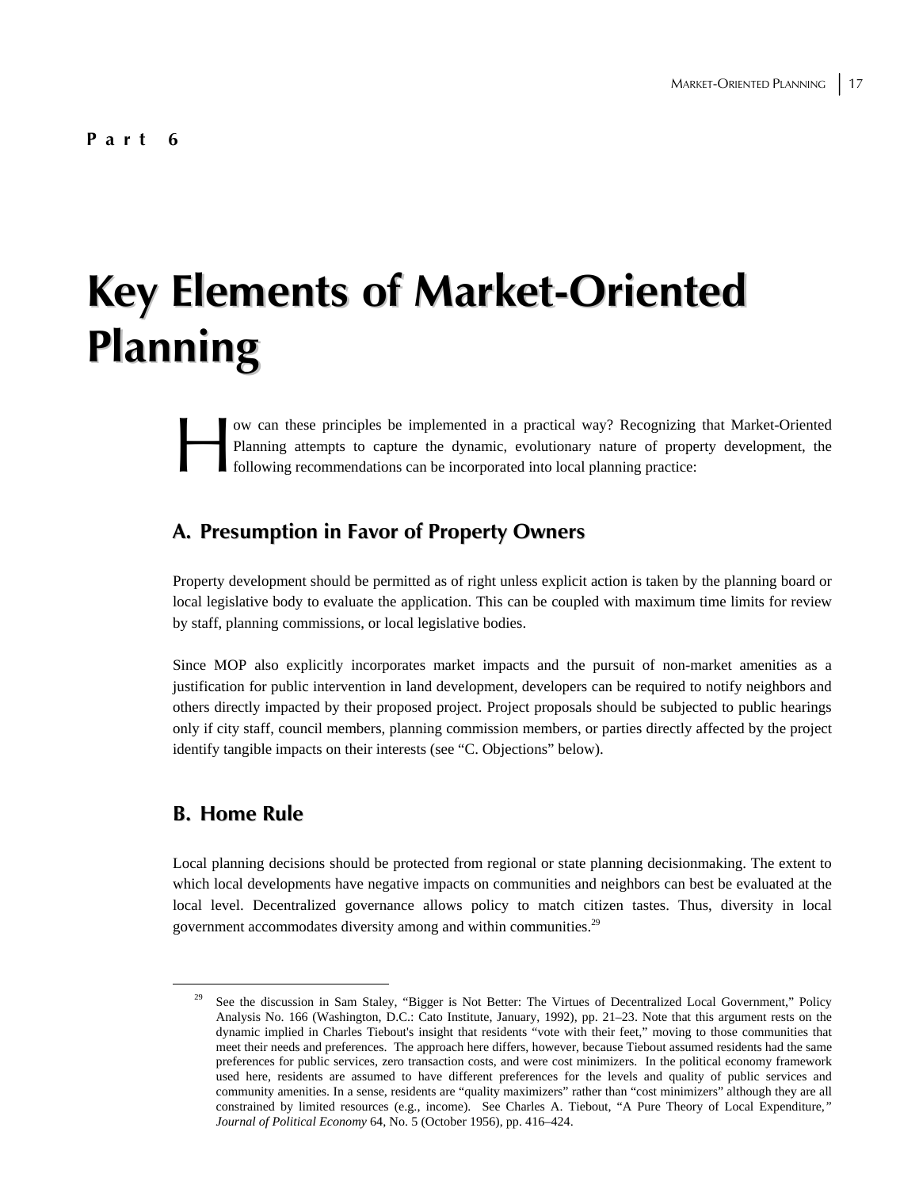**Part 6**

# Key Elements of Market-Oriented Planning

How can these principles be implemented in a practical way? Recognizing that Market-Oriented Planning attempts to capture the dynamic, evolutionary nature of property development, the following recommendations can be incorporated into local planning practice:

## A. Presumption in Favor of Property Owners

Property development should be permitted as of right unless explicit action is taken by the planning board or local legislative body to evaluate the application. This can be coupled with maximum time limits for review by staff, planning commissions, or local legislative bodies.

Since MOP also explicitly incorporates market impacts and the pursuit of non-market amenities as a justification for public intervention in land development, developers can be required to notify neighbors and others directly impacted by their proposed project. Project proposals should be subjected to public hearings only if city staff, council members, planning commission members, or parties directly affected by the project identify tangible impacts on their interests (see "C. Objections" below).

## B. Home Rule

Local planning decisions should be protected from regional or state planning decisionmaking. The extent to which local developments have negative impacts on communities and neighbors can best be evaluated at the local level. Decentralized governance allows policy to match citizen tastes. Thus, diversity in local government accommodates diversity among and within communities.[29]

---

[29] See the discussion in Sam Staley, "Bigger is Not Better: The Virtues of Decentralized Local Government," Policy Analysis No. 166 (Washington, D.C.: Cato Institute, January, 1992), pp. 21–23. Note that this argument rests on the dynamic implied in Charles Tiebout's insight that residents "vote with their feet," moving to those communities that meet their needs and preferences. The approach here differs, however, because Tiebout assumed residents had the same preferences for public services, zero transaction costs, and were cost minimizers. In the political economy framework used here, residents are assumed to have different preferences for the levels and quality of public services and community amenities. In a sense, residents are "quality maximizers" rather than "cost minimizers" although they are all constrained by limited resources (e.g., income). See Charles A. Tiebout, "A Pure Theory of Local Expenditure," *Journal of Political Economy* 64, No. 5 (October 1956), pp. 416–424.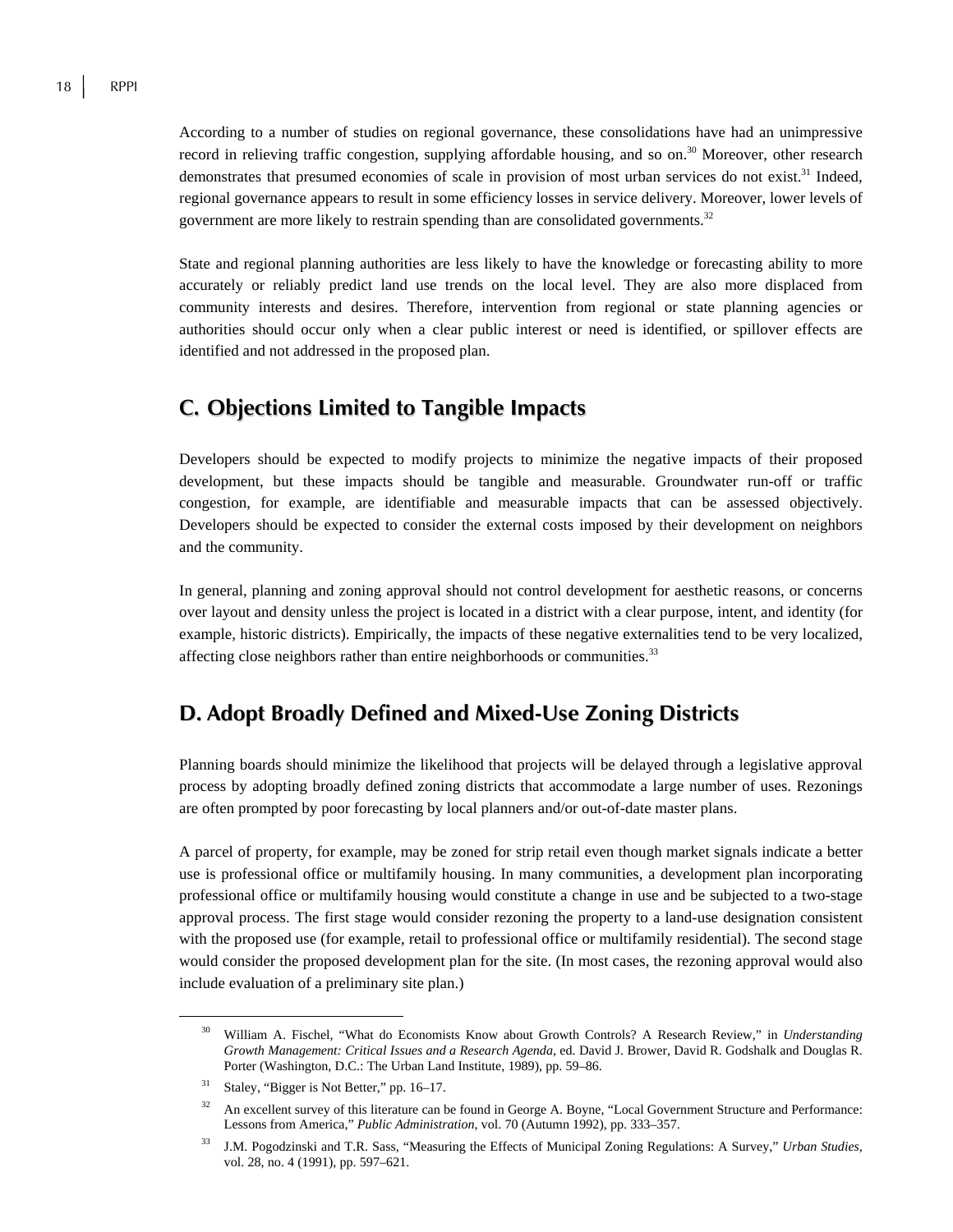According to a number of studies on regional governance, these consolidations have had an unimpressive record in relieving traffic congestion, supplying affordable housing, and so on.[30] Moreover, other research demonstrates that presumed economies of scale in provision of most urban services do not exist.[31] Indeed, regional governance appears to result in some efficiency losses in service delivery. Moreover, lower levels of government are more likely to restrain spending than are consolidated governments.[32]

State and regional planning authorities are less likely to have the knowledge or forecasting ability to more accurately or reliably predict land use trends on the local level. They are also more displaced from community interests and desires. Therefore, intervention from regional or state planning agencies or authorities should occur only when a clear public interest or need is identified, or spillover effects are identified and not addressed in the proposed plan.

## C. Objections Limited to Tangible Impacts

Developers should be expected to modify projects to minimize the negative impacts of their proposed development, but these impacts should be tangible and measurable. Groundwater run-off or traffic congestion, for example, are identifiable and measurable impacts that can be assessed objectively. Developers should be expected to consider the external costs imposed by their development on neighbors and the community.

In general, planning and zoning approval should not control development for aesthetic reasons, or concerns over layout and density unless the project is located in a district with a clear purpose, intent, and identity (for example, historic districts). Empirically, the impacts of these negative externalities tend to be very localized, affecting close neighbors rather than entire neighborhoods or communities.[33]

## D. Adopt Broadly Defined and Mixed-Use Zoning Districts

Planning boards should minimize the likelihood that projects will be delayed through a legislative approval process by adopting broadly defined zoning districts that accommodate a large number of uses. Rezonings are often prompted by poor forecasting by local planners and/or out-of-date master plans.

A parcel of property, for example, may be zoned for strip retail even though market signals indicate a better use is professional office or multifamily housing. In many communities, a development plan incorporating professional office or multifamily housing would constitute a change in use and be subjected to a two-stage approval process. The first stage would consider rezoning the property to a land-use designation consistent with the proposed use (for example, retail to professional office or multifamily residential). The second stage would consider the proposed development plan for the site. (In most cases, the rezoning approval would also include evaluation of a preliminary site plan.)

---

[30] William A. Fischel, "What do Economists Know about Growth Controls? A Research Review," in *Understanding Growth Management: Critical Issues and a Research Agenda*, ed. David J. Brower, David R. Godshalk and Douglas R. Porter (Washington, D.C.: The Urban Land Institute, 1989), pp. 59–86.

[31] Staley, "Bigger is Not Better," pp. 16–17.

[32] An excellent survey of this literature can be found in George A. Boyne, "Local Government Structure and Performance: Lessons from America," *Public Administration*, vol. 70 (Autumn 1992), pp. 333–357.

[33] J.M. Pogodzinski and T.R. Sass, "Measuring the Effects of Municipal Zoning Regulations: A Survey," *Urban Studies*, vol. 28, no. 4 (1991), pp. 597–621.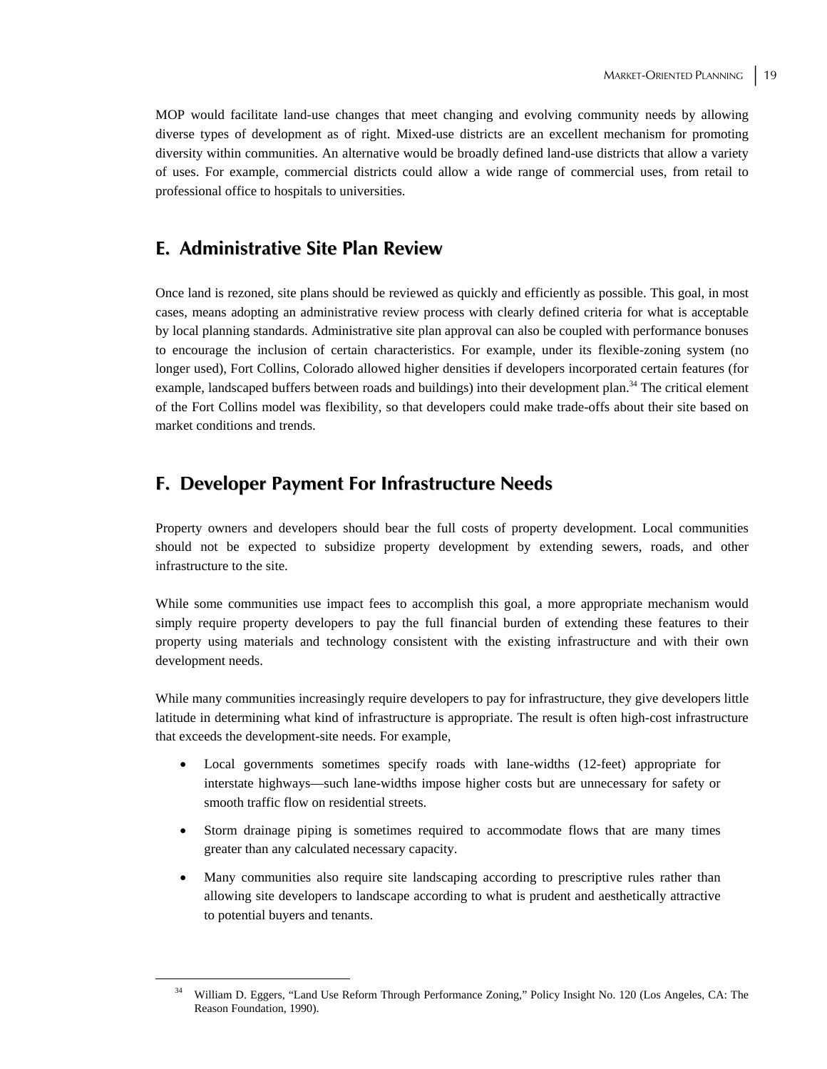MOP would facilitate land-use changes that meet changing and evolving community needs by allowing diverse types of development as of right. Mixed-use districts are an excellent mechanism for promoting diversity within communities. An alternative would be broadly defined land-use districts that allow a variety of uses. For example, commercial districts could allow a wide range of commercial uses, from retail to professional office to hospitals to universities.

## E. Administrative Site Plan Review

Once land is rezoned, site plans should be reviewed as quickly and efficiently as possible. This goal, in most cases, means adopting an administrative review process with clearly defined criteria for what is acceptable by local planning standards. Administrative site plan approval can also be coupled with performance bonuses to encourage the inclusion of certain characteristics. For example, under its flexible-zoning system (no longer used), Fort Collins, Colorado allowed higher densities if developers incorporated certain features (for example, landscaped buffers between roads and buildings) into their development plan.[34] The critical element of the Fort Collins model was flexibility, so that developers could make trade-offs about their site based on market conditions and trends.

## F. Developer Payment For Infrastructure Needs

Property owners and developers should bear the full costs of property development. Local communities should not be expected to subsidize property development by extending sewers, roads, and other infrastructure to the site.

While some communities use impact fees to accomplish this goal, a more appropriate mechanism would simply require property developers to pay the full financial burden of extending these features to their property using materials and technology consistent with the existing infrastructure and with their own development needs.

While many communities increasingly require developers to pay for infrastructure, they give developers little latitude in determining what kind of infrastructure is appropriate. The result is often high-cost infrastructure that exceeds the development-site needs. For example,

- Local governments sometimes specify roads with lane-widths (12-feet) appropriate for interstate highways—such lane-widths impose higher costs but are unnecessary for safety or smooth traffic flow on residential streets.
- Storm drainage piping is sometimes required to accommodate flows that are many times greater than any calculated necessary capacity.
- Many communities also require site landscaping according to prescriptive rules rather than allowing site developers to landscape according to what is prudent and aesthetically attractive to potential buyers and tenants.

---

[34] William D. Eggers, "Land Use Reform Through Performance Zoning," Policy Insight No. 120 (Los Angeles, CA: The Reason Foundation, 1990).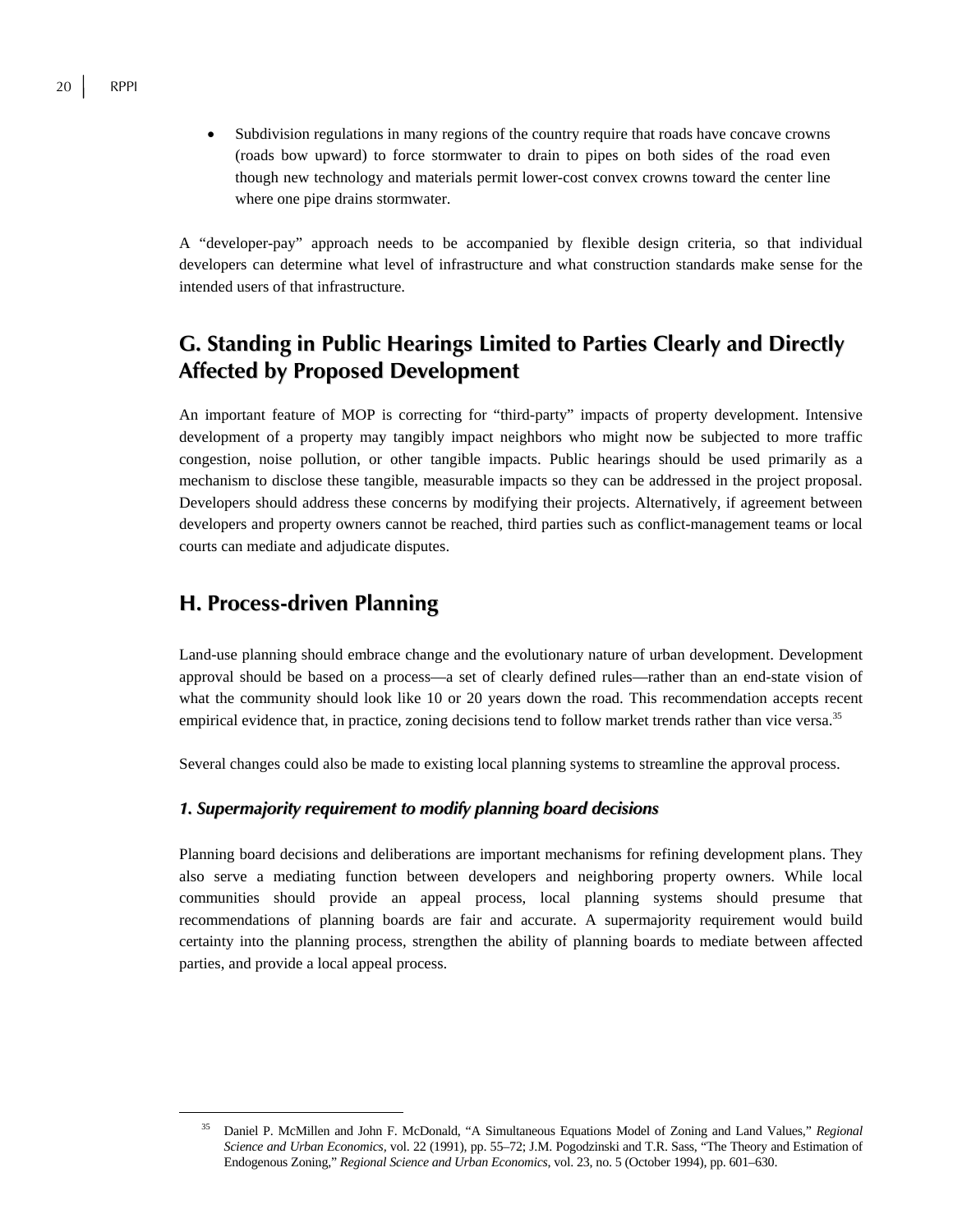- Subdivision regulations in many regions of the country require that roads have concave crowns (roads bow upward) to force stormwater to drain to pipes on both sides of the road even though new technology and materials permit lower-cost convex crowns toward the center line where one pipe drains stormwater.

A "developer-pay" approach needs to be accompanied by flexible design criteria, so that individual developers can determine what level of infrastructure and what construction standards make sense for the intended users of that infrastructure.

## G. Standing in Public Hearings Limited to Parties Clearly and Directly Affected by Proposed Development

An important feature of MOP is correcting for "third-party" impacts of property development. Intensive development of a property may tangibly impact neighbors who might now be subjected to more traffic congestion, noise pollution, or other tangible impacts. Public hearings should be used primarily as a mechanism to disclose these tangible, measurable impacts so they can be addressed in the project proposal. Developers should address these concerns by modifying their projects. Alternatively, if agreement between developers and property owners cannot be reached, third parties such as conflict-management teams or local courts can mediate and adjudicate disputes.

## H. Process-driven Planning

Land-use planning should embrace change and the evolutionary nature of urban development. Development approval should be based on a process—a set of clearly defined rules—rather than an end-state vision of what the community should look like 10 or 20 years down the road. This recommendation accepts recent empirical evidence that, in practice, zoning decisions tend to follow market trends rather than vice versa.[35]

Several changes could also be made to existing local planning systems to streamline the approval process.

### *1. Supermajority requirement to modify planning board decisions*

Planning board decisions and deliberations are important mechanisms for refining development plans. They also serve a mediating function between developers and neighboring property owners. While local communities should provide an appeal process, local planning systems should presume that recommendations of planning boards are fair and accurate. A supermajority requirement would build certainty into the planning process, strengthen the ability of planning boards to mediate between affected parties, and provide a local appeal process.

---

[35] Daniel P. McMillen and John F. McDonald, "A Simultaneous Equations Model of Zoning and Land Values," *Regional Science and Urban Economics*, vol. 22 (1991), pp. 55–72; J.M. Pogodzinski and T.R. Sass, "The Theory and Estimation of Endogenous Zoning," *Regional Science and Urban Economics*, vol. 23, no. 5 (October 1994), pp. 601–630.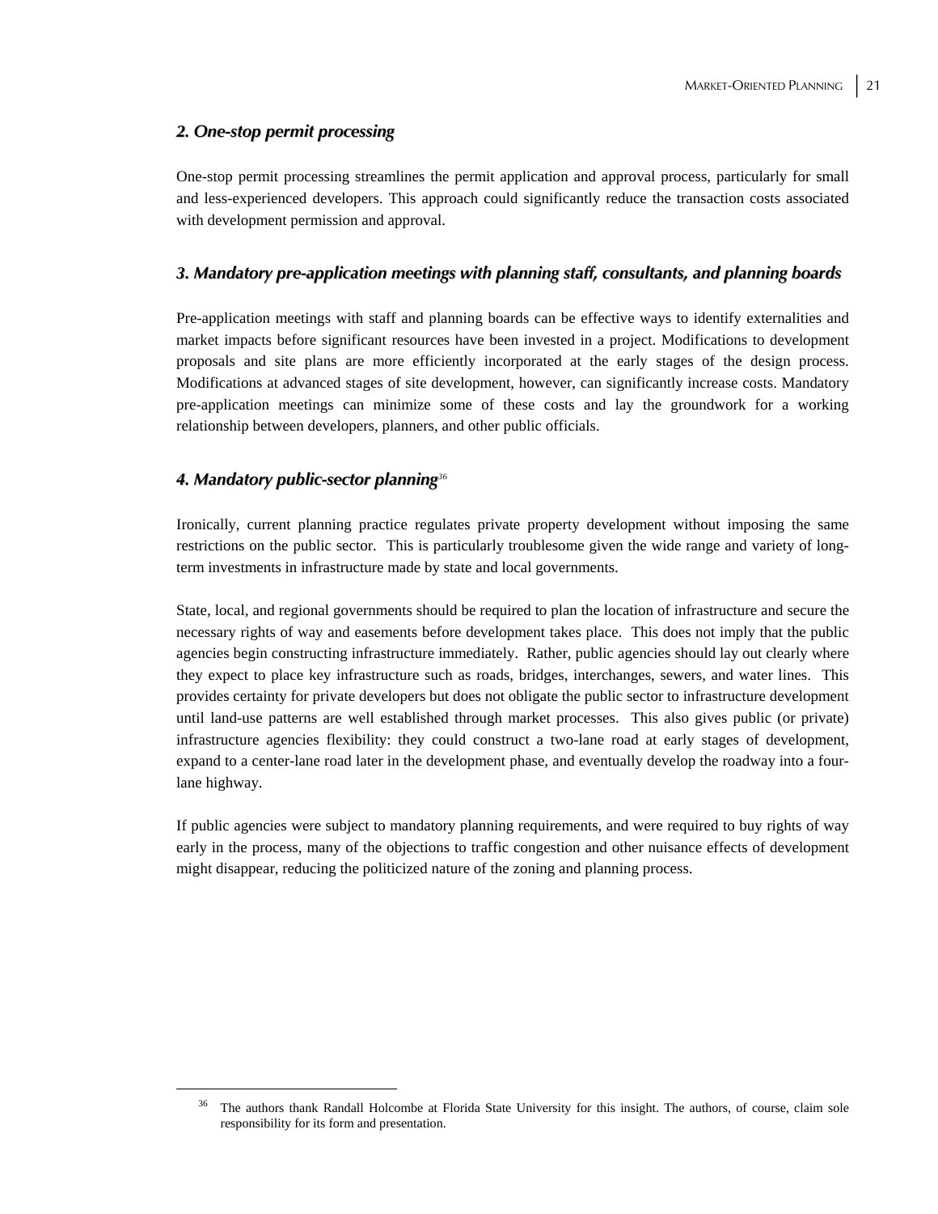### *2. One-stop permit processing*

One-stop permit processing streamlines the permit application and approval process, particularly for small and less-experienced developers. This approach could significantly reduce the transaction costs associated with development permission and approval.

### *3. Mandatory pre-application meetings with planning staff, consultants, and planning boards*

Pre-application meetings with staff and planning boards can be effective ways to identify externalities and market impacts before significant resources have been invested in a project. Modifications to development proposals and site plans are more efficiently incorporated at the early stages of the design process. Modifications at advanced stages of site development, however, can significantly increase costs. Mandatory pre-application meetings can minimize some of these costs and lay the groundwork for a working relationship between developers, planners, and other public officials.

### *4. Mandatory public-sector planning*[36]

Ironically, current planning practice regulates private property development without imposing the same restrictions on the public sector. This is particularly troublesome given the wide range and variety of long-term investments in infrastructure made by state and local governments.

State, local, and regional governments should be required to plan the location of infrastructure and secure the necessary rights of way and easements before development takes place. This does not imply that the public agencies begin constructing infrastructure immediately. Rather, public agencies should lay out clearly where they expect to place key infrastructure such as roads, bridges, interchanges, sewers, and water lines. This provides certainty for private developers but does not obligate the public sector to infrastructure development until land-use patterns are well established through market processes. This also gives public (or private) infrastructure agencies flexibility: they could construct a two-lane road at early stages of development, expand to a center-lane road later in the development phase, and eventually develop the roadway into a four-lane highway.

If public agencies were subject to mandatory planning requirements, and were required to buy rights of way early in the process, many of the objections to traffic congestion and other nuisance effects of development might disappear, reducing the politicized nature of the zoning and planning process.

---

[36] The authors thank Randall Holcombe at Florida State University for this insight. The authors, of course, claim sole responsibility for its form and presentation.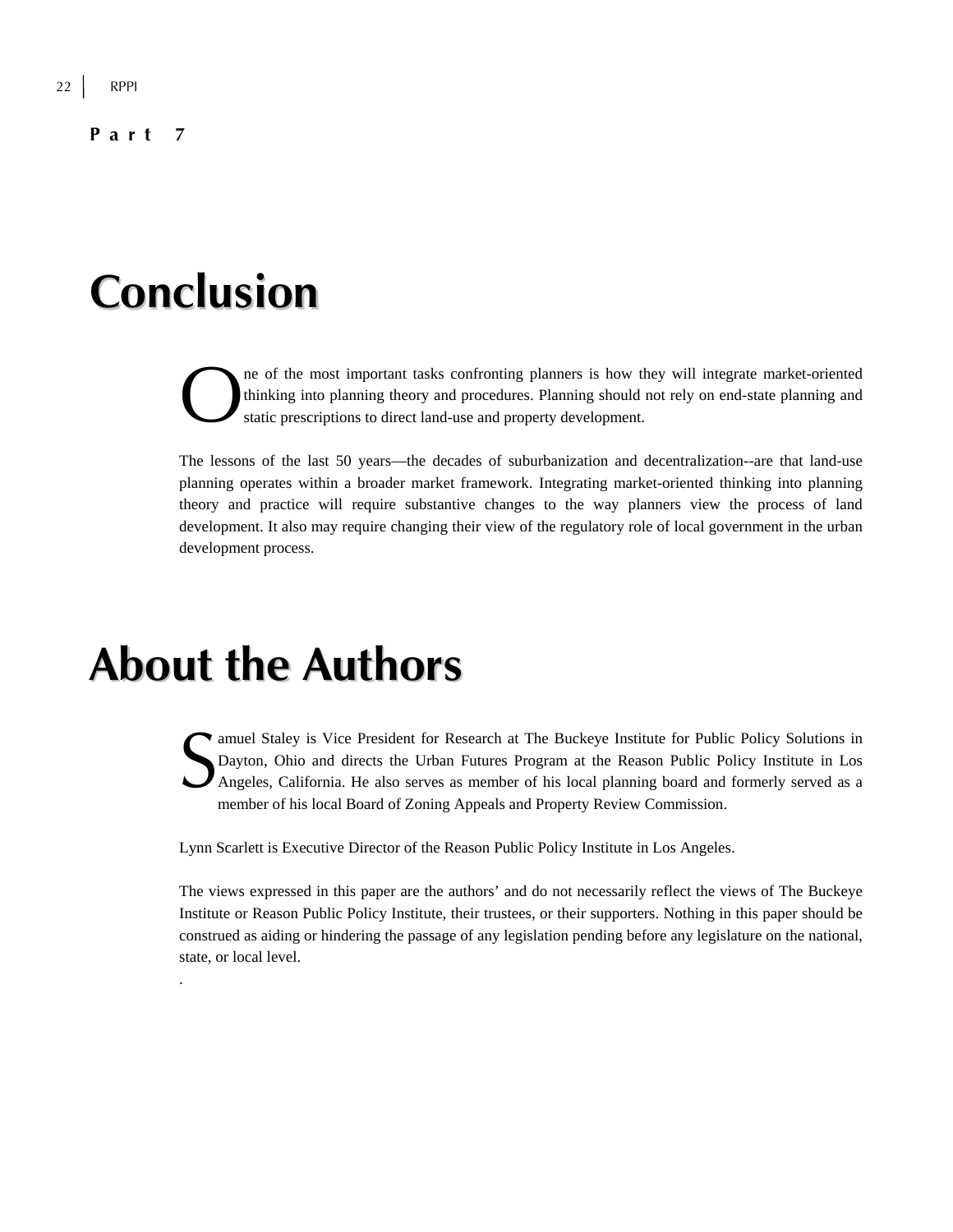**Part 7**

# Conclusion

One of the most important tasks confronting planners is how they will integrate market-oriented thinking into planning theory and procedures. Planning should not rely on end-state planning and static prescriptions to direct land-use and property development.

The lessons of the last 50 years—the decades of suburbanization and decentralization--are that land-use planning operates within a broader market framework. Integrating market-oriented thinking into planning theory and practice will require substantive changes to the way planners view the process of land development. It also may require changing their view of the regulatory role of local government in the urban development process.

# About the Authors

Samuel Staley is Vice President for Research at The Buckeye Institute for Public Policy Solutions in Dayton, Ohio and directs the Urban Futures Program at the Reason Public Policy Institute in Los Angeles, California. He also serves as member of his local planning board and formerly served as a member of his local Board of Zoning Appeals and Property Review Commission.

Lynn Scarlett is Executive Director of the Reason Public Policy Institute in Los Angeles.

The views expressed in this paper are the authors' and do not necessarily reflect the views of The Buckeye Institute or Reason Public Policy Institute, their trustees, or their supporters. Nothing in this paper should be construed as aiding or hindering the passage of any legislation pending before any legislature on the national, state, or local level.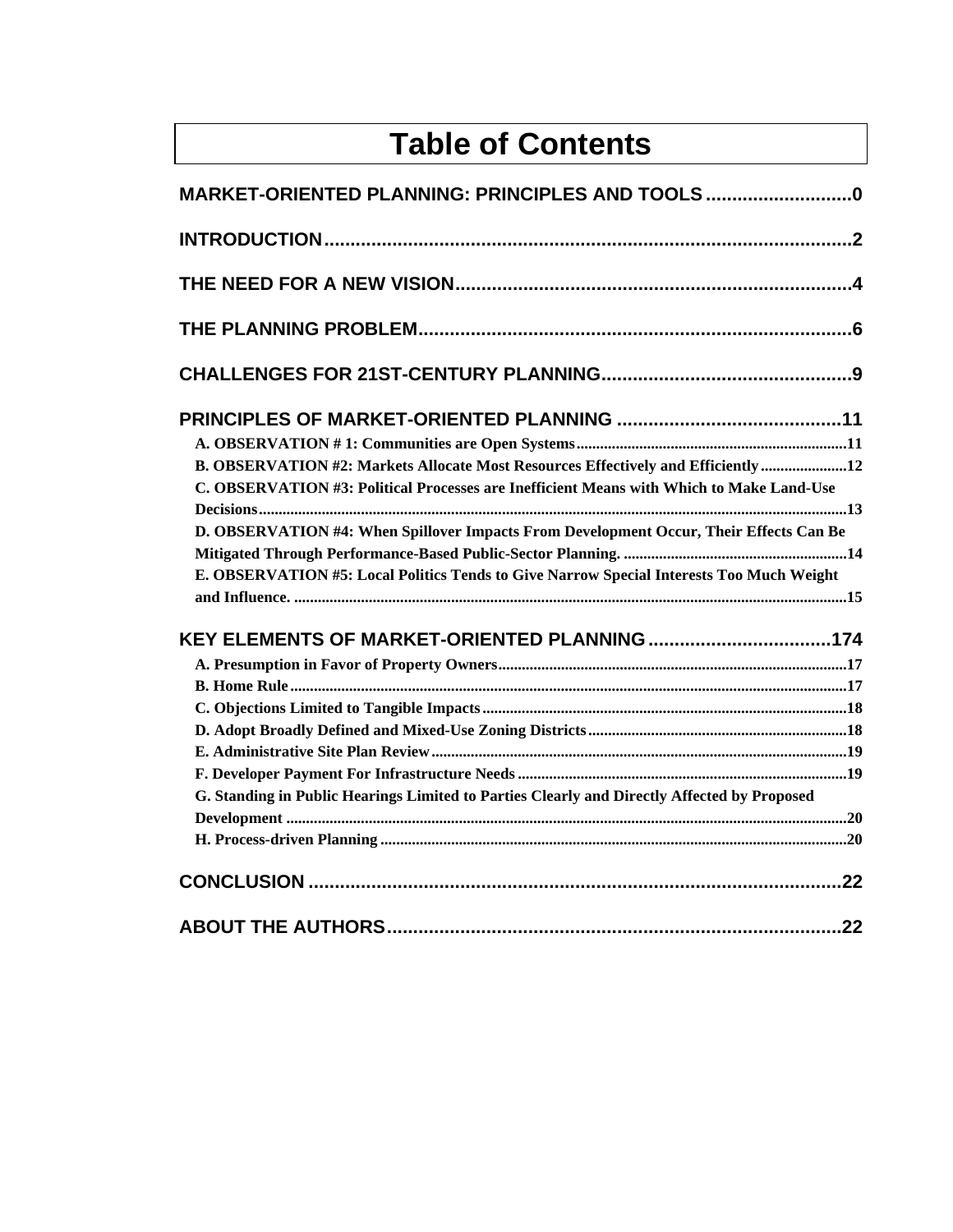# Table of Contents

**MARKET-ORIENTED PLANNING: PRINCIPLES AND TOOLS ............................0**

**INTRODUCTION.....................................................................................................2**

**THE NEED FOR A NEW VISION...........................................................................4**

**THE PLANNING PROBLEM...................................................................................6**

**CHALLENGES FOR 21ST-CENTURY PLANNING................................................9**

**PRINCIPLES OF MARKET-ORIENTED PLANNING ...........................................11**

- **A. OBSERVATION # 1: Communities are Open Systems....................................................................11**
- **B. OBSERVATION #2: Markets Allocate Most Resources Effectively and Efficiently......................12**
- **C. OBSERVATION #3: Political Processes are Inefficient Means with Which to Make Land-Use Decisions.....................................................................................................................................13**
- **D. OBSERVATION #4: When Spillover Impacts From Development Occur, Their Effects Can Be Mitigated Through Performance-Based Public-Sector Planning. .........................................................14**
- **E. OBSERVATION #5: Local Politics Tends to Give Narrow Special Interests Too Much Weight and Influence. ...........................................................................................................................................15**

**KEY ELEMENTS OF MARKET-ORIENTED PLANNING ...................................174**

- **A. Presumption in Favor of Property Owners........................................................................................17**
- **B. Home Rule............................................................................................................................................17**
- **C. Objections Limited to Tangible Impacts............................................................................................18**
- **D. Adopt Broadly Defined and Mixed-Use Zoning Districts.................................................................18**
- **E. Administrative Site Plan Review.........................................................................................................19**
- **F. Developer Payment For Infrastructure Needs ...................................................................................19**
- **G. Standing in Public Hearings Limited to Parties Clearly and Directly Affected by Proposed Development .............................................................................................................................................20**
- **H. Process-driven Planning .....................................................................................................................20**

**CONCLUSION .......................................................................................................22**

**ABOUT THE AUTHORS........................................................................................22**